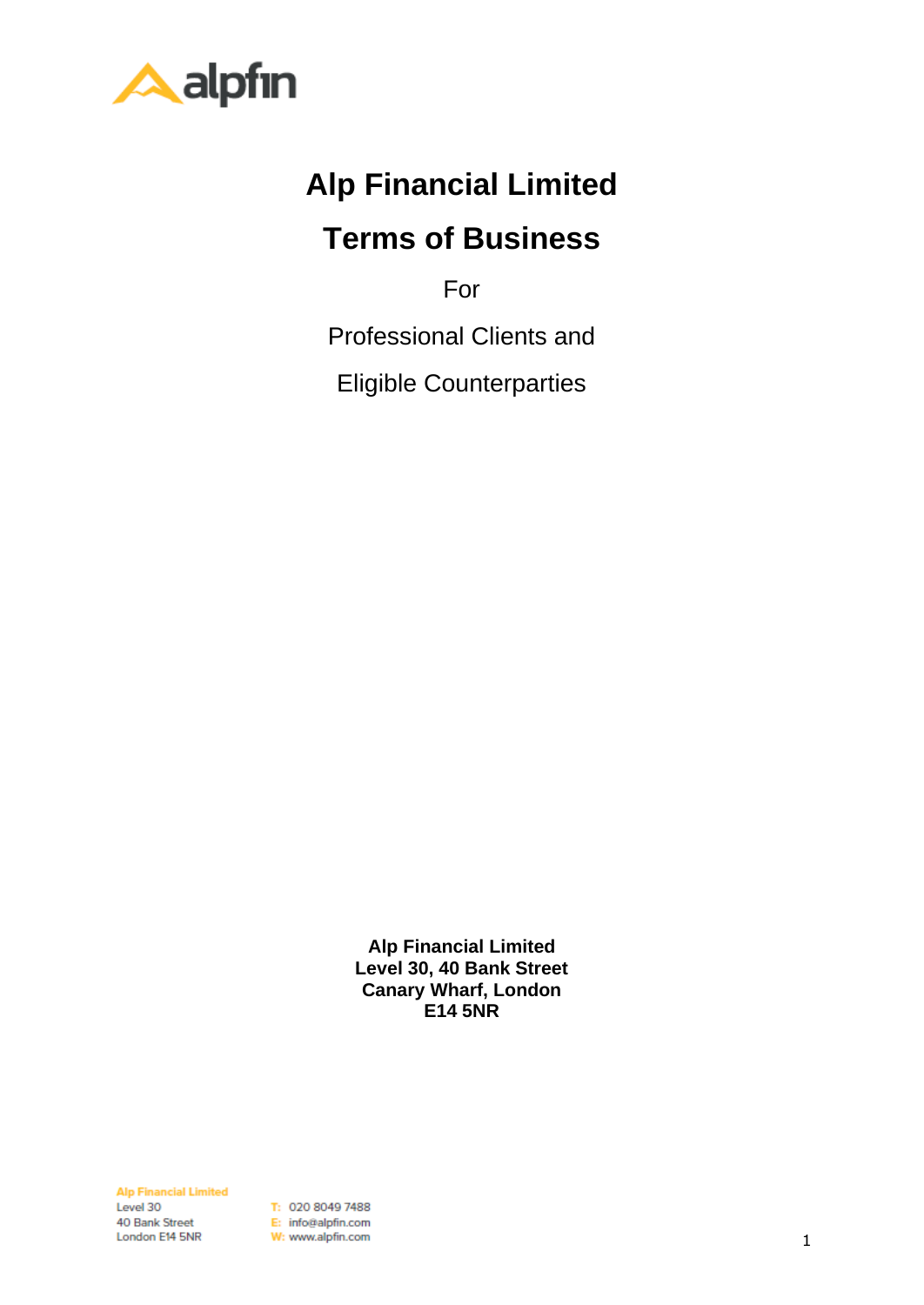# Alp Financial Limited

# Terms of Business

For

Professional Clients and

Eligible Counterparties

**Alp Financial Limited**
**Level 30, 40 Bank Street**
**Canary Wharf, London**
**E14 5NR**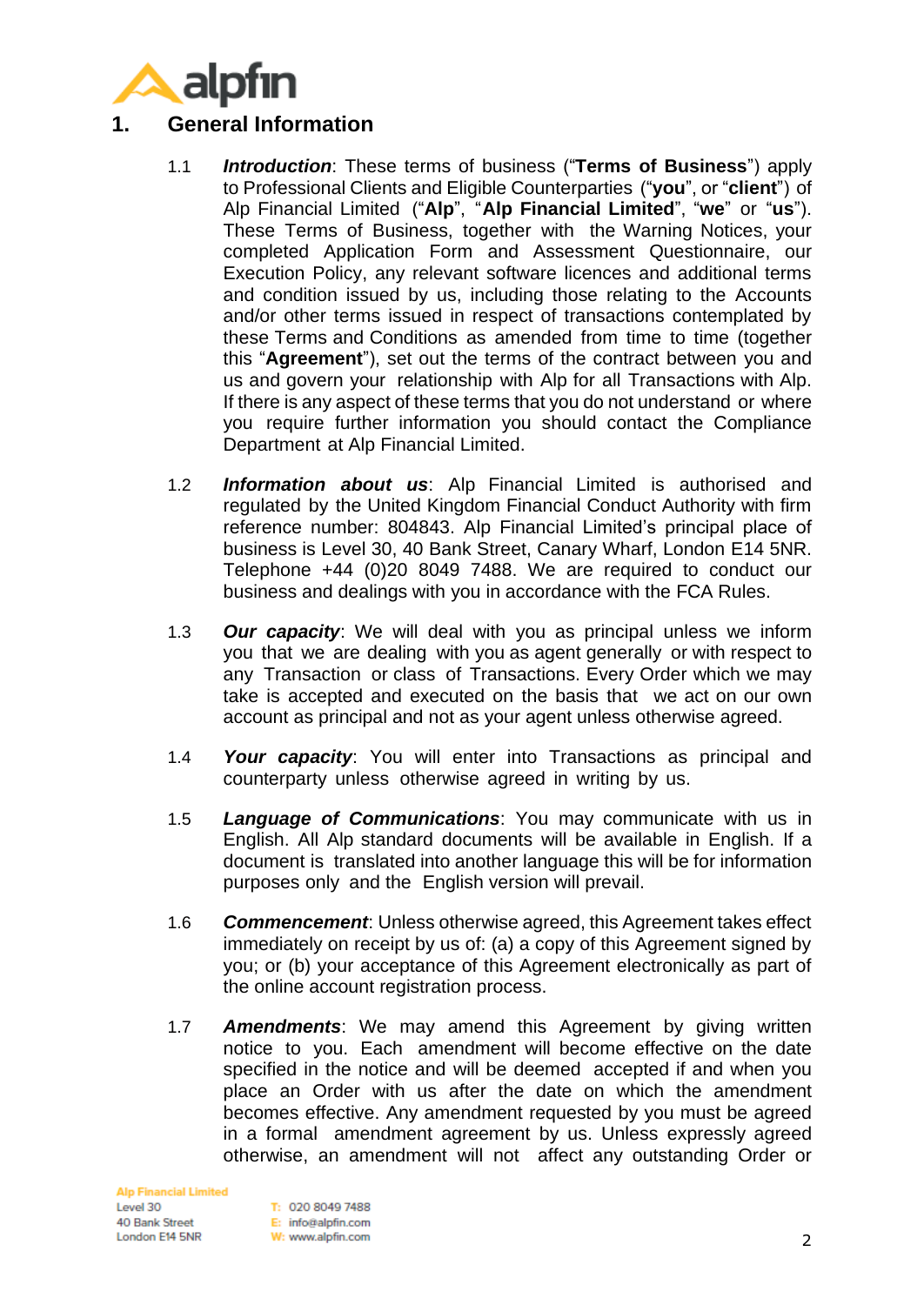# 1. General Information

1.1 ***Introduction***: These terms of business ("**Terms of Business**") apply to Professional Clients and Eligible Counterparties ("**you**", or "**client**") of Alp Financial Limited ("**Alp**", "**Alp Financial Limited**", "**we**" or "**us**"). These Terms of Business, together with the Warning Notices, your completed Application Form and Assessment Questionnaire, our Execution Policy, any relevant software licences and additional terms and condition issued by us, including those relating to the Accounts and/or other terms issued in respect of transactions contemplated by these Terms and Conditions as amended from time to time (together this "**Agreement**"), set out the terms of the contract between you and us and govern your relationship with Alp for all Transactions with Alp. If there is any aspect of these terms that you do not understand or where you require further information you should contact the Compliance Department at Alp Financial Limited.

1.2 ***Information about us***: Alp Financial Limited is authorised and regulated by the United Kingdom Financial Conduct Authority with firm reference number: 804843. Alp Financial Limited's principal place of business is Level 30, 40 Bank Street, Canary Wharf, London E14 5NR. Telephone +44 (0)20 8049 7488. We are required to conduct our business and dealings with you in accordance with the FCA Rules.

1.3 ***Our capacity***: We will deal with you as principal unless we inform you that we are dealing with you as agent generally or with respect to any Transaction or class of Transactions. Every Order which we may take is accepted and executed on the basis that we act on our own account as principal and not as your agent unless otherwise agreed.

1.4 ***Your capacity***: You will enter into Transactions as principal and counterparty unless otherwise agreed in writing by us.

1.5 ***Language of Communications***: You may communicate with us in English. All Alp standard documents will be available in English. If a document is translated into another language this will be for information purposes only and the English version will prevail.

1.6 ***Commencement***: Unless otherwise agreed, this Agreement takes effect immediately on receipt by us of: (a) a copy of this Agreement signed by you; or (b) your acceptance of this Agreement electronically as part of the online account registration process.

1.7 ***Amendments***: We may amend this Agreement by giving written notice to you. Each amendment will become effective on the date specified in the notice and will be deemed accepted if and when you place an Order with us after the date on which the amendment becomes effective. Any amendment requested by you must be agreed in a formal amendment agreement by us. Unless expressly agreed otherwise, an amendment will not affect any outstanding Order or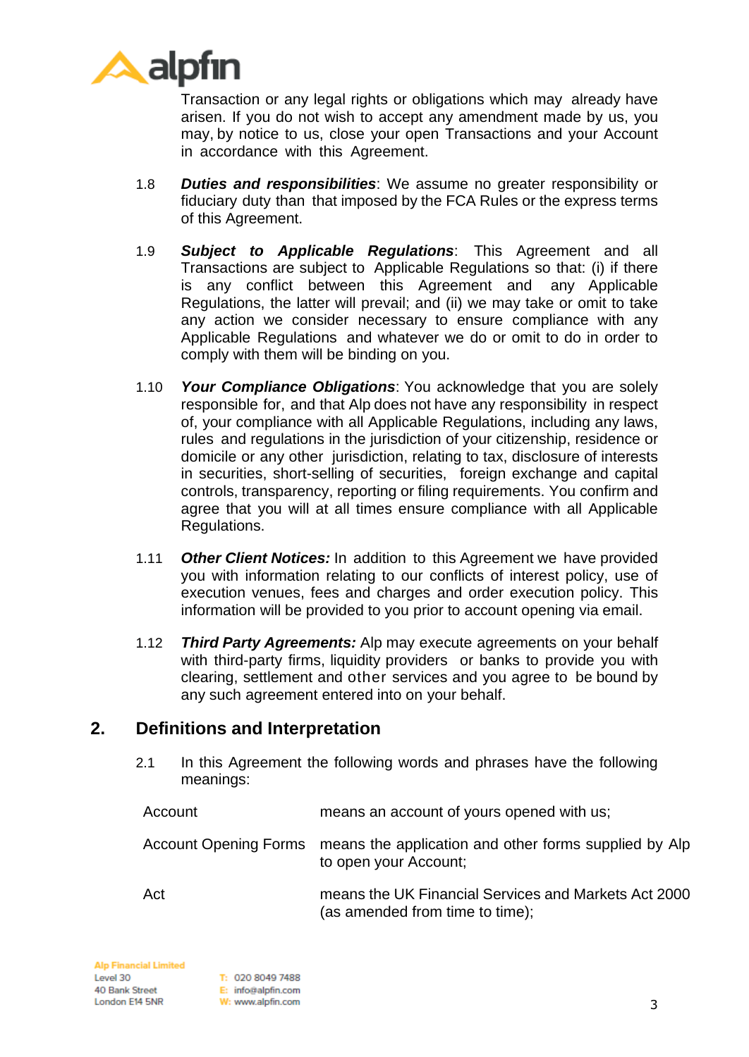Transaction or any legal rights or obligations which may already have arisen. If you do not wish to accept any amendment made by us, you may, by notice to us, close your open Transactions and your Account in accordance with this Agreement.

1.8 ***Duties and responsibilities***: We assume no greater responsibility or fiduciary duty than that imposed by the FCA Rules or the express terms of this Agreement.

1.9 ***Subject to Applicable Regulations***: This Agreement and all Transactions are subject to Applicable Regulations so that: (i) if there is any conflict between this Agreement and any Applicable Regulations, the latter will prevail; and (ii) we may take or omit to take any action we consider necessary to ensure compliance with any Applicable Regulations and whatever we do or omit to do in order to comply with them will be binding on you.

1.10 ***Your Compliance Obligations***: You acknowledge that you are solely responsible for, and that Alp does not have any responsibility in respect of, your compliance with all Applicable Regulations, including any laws, rules and regulations in the jurisdiction of your citizenship, residence or domicile or any other jurisdiction, relating to tax, disclosure of interests in securities, short-selling of securities, foreign exchange and capital controls, transparency, reporting or filing requirements. You confirm and agree that you will at all times ensure compliance with all Applicable Regulations.

1.11 ***Other Client Notices:*** In addition to this Agreement we have provided you with information relating to our conflicts of interest policy, use of execution venues, fees and charges and order execution policy. This information will be provided to you prior to account opening via email.

1.12 ***Third Party Agreements:*** Alp may execute agreements on your behalf with third-party firms, liquidity providers or banks to provide you with clearing, settlement and other services and you agree to be bound by any such agreement entered into on your behalf.

## 2. Definitions and Interpretation

2.1 In this Agreement the following words and phrases have the following meanings:

| | |
|---|---|
| Account | means an account of yours opened with us; |
| Account Opening Forms | means the application and other forms supplied by Alp to open your Account; |
| Act | means the UK Financial Services and Markets Act 2000 (as amended from time to time); |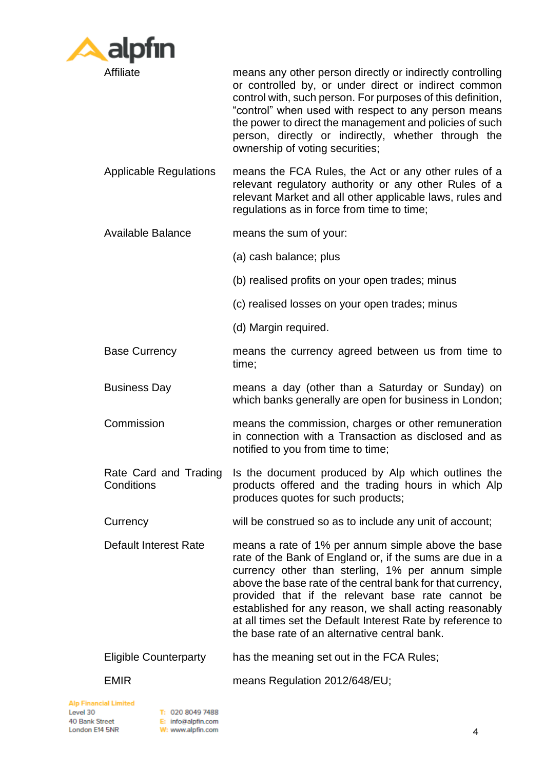| | |
|---|---|
| Affiliate | means any other person directly or indirectly controlling or controlled by, or under direct or indirect common control with, such person. For purposes of this definition, "control" when used with respect to any person means the power to direct the management and policies of such person, directly or indirectly, whether through the ownership of voting securities; |
| Applicable Regulations | means the FCA Rules, the Act or any other rules of a relevant regulatory authority or any other Rules of a relevant Market and all other applicable laws, rules and regulations as in force from time to time; |
| Available Balance | means the sum of your:<br><br>(a) cash balance; plus<br><br>(b) realised profits on your open trades; minus<br><br>(c) realised losses on your open trades; minus<br><br>(d) Margin required. |
| Base Currency | means the currency agreed between us from time to time; |
| Business Day | means a day (other than a Saturday or Sunday) on which banks generally are open for business in London; |
| Commission | means the commission, charges or other remuneration in connection with a Transaction as disclosed and as notified to you from time to time; |
| Rate Card and Trading Conditions | Is the document produced by Alp which outlines the products offered and the trading hours in which Alp produces quotes for such products; |
| Currency | will be construed so as to include any unit of account; |
| Default Interest Rate | means a rate of 1% per annum simple above the base rate of the Bank of England or, if the sums are due in a currency other than sterling, 1% per annum simple above the base rate of the central bank for that currency, provided that if the relevant base rate cannot be established for any reason, we shall acting reasonably at all times set the Default Interest Rate by reference to the base rate of an alternative central bank. |
| Eligible Counterparty | has the meaning set out in the FCA Rules; |
| EMIR | means Regulation 2012/648/EU; |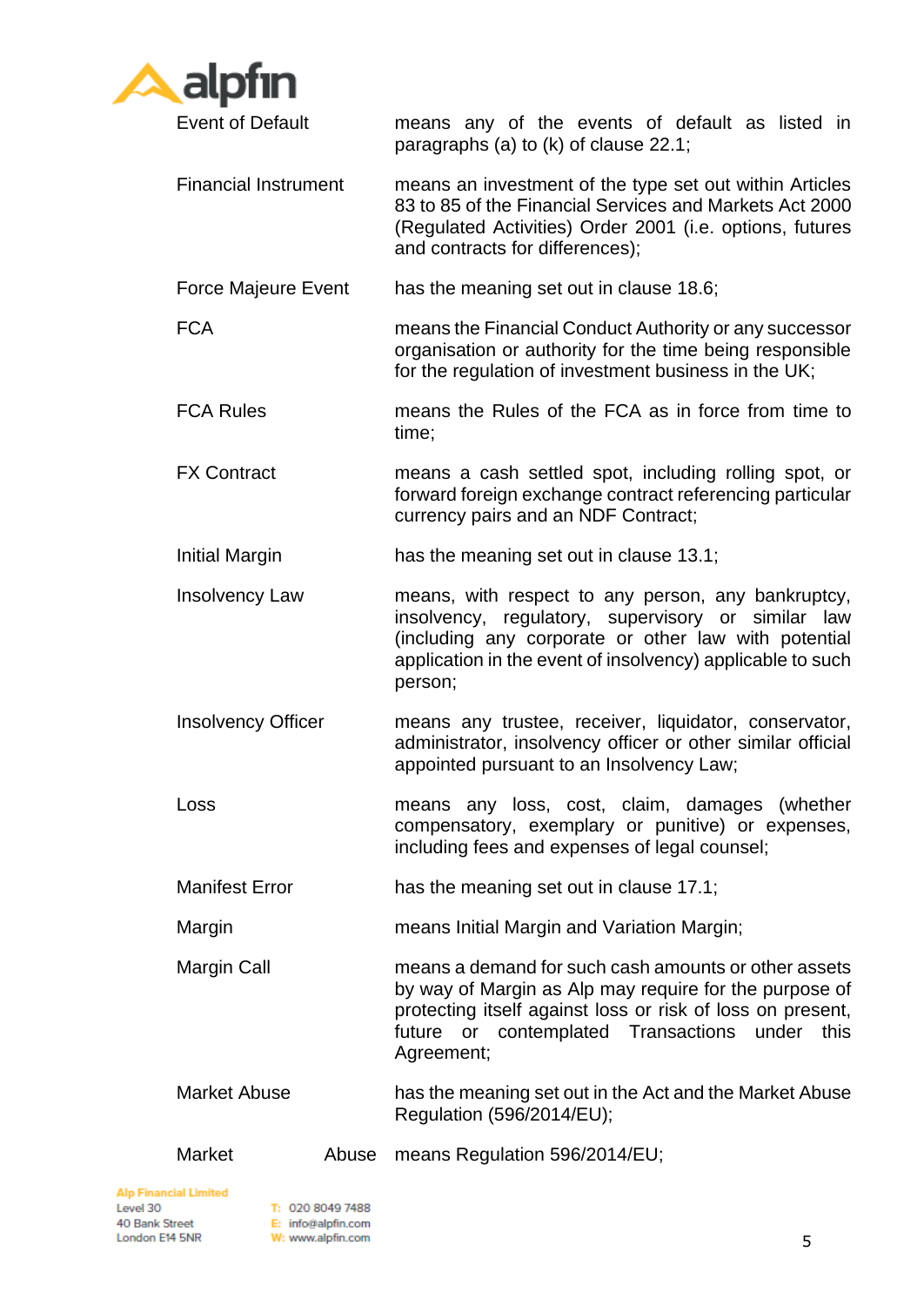| | |
|---|---|
| Event of Default | means any of the events of default as listed in paragraphs (a) to (k) of clause 22.1; |
| Financial Instrument | means an investment of the type set out within Articles 83 to 85 of the Financial Services and Markets Act 2000 (Regulated Activities) Order 2001 (i.e. options, futures and contracts for differences); |
| Force Majeure Event | has the meaning set out in clause 18.6; |
| FCA | means the Financial Conduct Authority or any successor organisation or authority for the time being responsible for the regulation of investment business in the UK; |
| FCA Rules | means the Rules of the FCA as in force from time to time; |
| FX Contract | means a cash settled spot, including rolling spot, or forward foreign exchange contract referencing particular currency pairs and an NDF Contract; |
| Initial Margin | has the meaning set out in clause 13.1; |
| Insolvency Law | means, with respect to any person, any bankruptcy, insolvency, regulatory, supervisory or similar law (including any corporate or other law with potential application in the event of insolvency) applicable to such person; |
| Insolvency Officer | means any trustee, receiver, liquidator, conservator, administrator, insolvency officer or other similar official appointed pursuant to an Insolvency Law; |
| Loss | means any loss, cost, claim, damages (whether compensatory, exemplary or punitive) or expenses, including fees and expenses of legal counsel; |
| Manifest Error | has the meaning set out in clause 17.1; |
| Margin | means Initial Margin and Variation Margin; |
| Margin Call | means a demand for such cash amounts or other assets by way of Margin as Alp may require for the purpose of protecting itself against loss or risk of loss on present, future or contemplated Transactions under this Agreement; |
| Market Abuse | has the meaning set out in the Act and the Market Abuse Regulation (596/2014/EU); |
| Market Abuse | means Regulation 596/2014/EU; |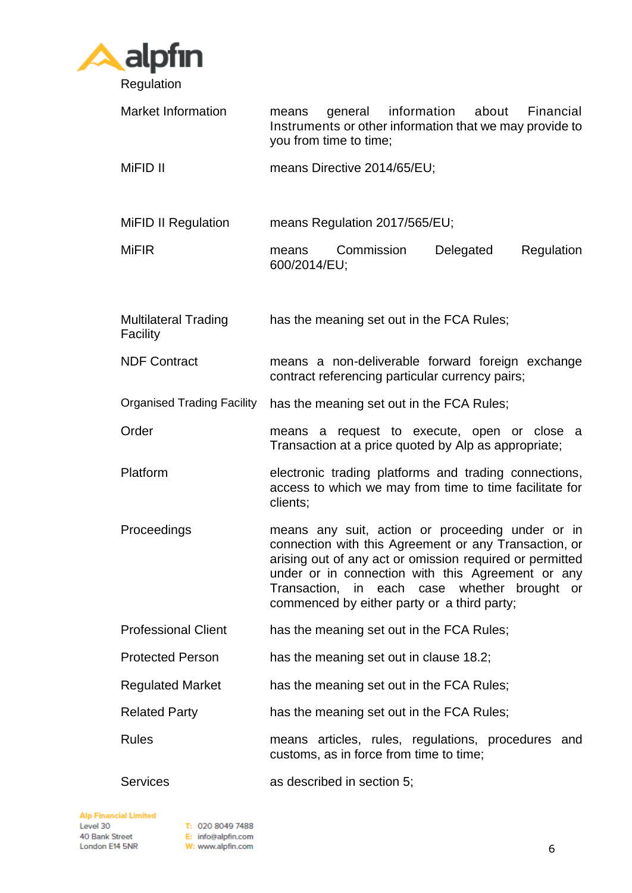Regulation

| | |
|---|---|
| Market Information | means general information about Financial Instruments or other information that we may provide to you from time to time; |
| MiFID II | means Directive 2014/65/EU; |
| MiFID II Regulation | means Regulation 2017/565/EU; |
| MiFIR | means Commission Delegated Regulation 600/2014/EU; |
| Multilateral Trading Facility | has the meaning set out in the FCA Rules; |
| NDF Contract | means a non-deliverable forward foreign exchange contract referencing particular currency pairs; |
| Organised Trading Facility | has the meaning set out in the FCA Rules; |
| Order | means a request to execute, open or close a Transaction at a price quoted by Alp as appropriate; |
| Platform | electronic trading platforms and trading connections, access to which we may from time to time facilitate for clients; |
| Proceedings | means any suit, action or proceeding under or in connection with this Agreement or any Transaction, or arising out of any act or omission required or permitted under or in connection with this Agreement or any Transaction, in each case whether brought or commenced by either party or a third party; |
| Professional Client | has the meaning set out in the FCA Rules; |
| Protected Person | has the meaning set out in clause 18.2; |
| Regulated Market | has the meaning set out in the FCA Rules; |
| Related Party | has the meaning set out in the FCA Rules; |
| Rules | means articles, rules, regulations, procedures and customs, as in force from time to time; |
| Services | as described in section 5; |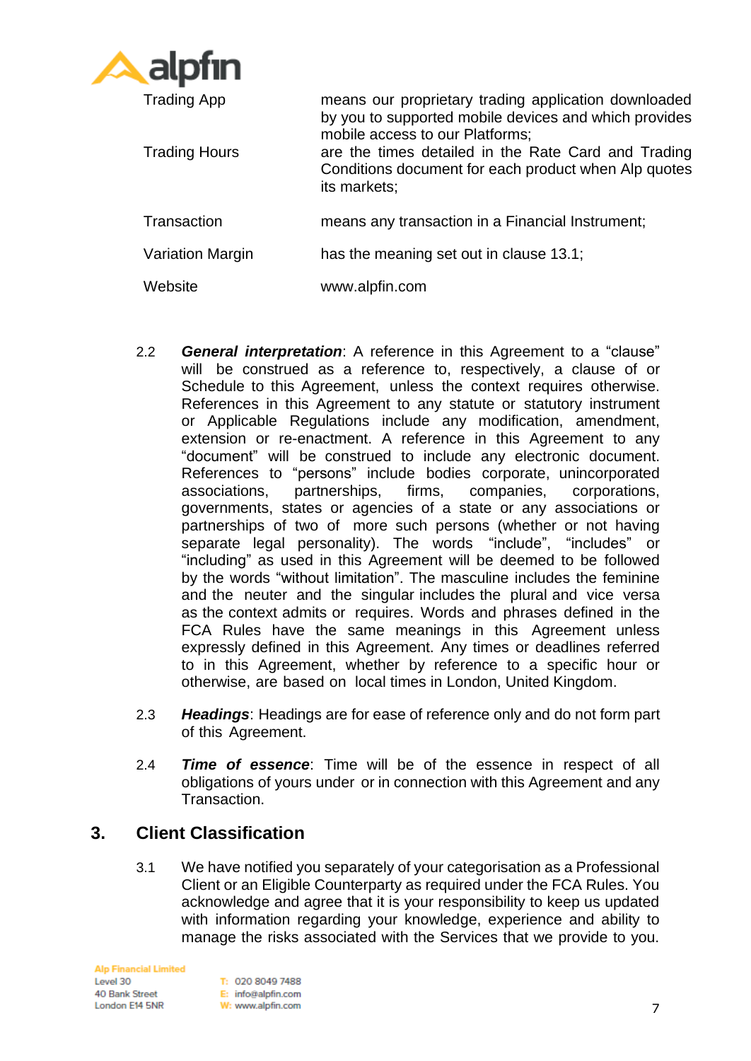| | |
|---|---|
| Trading App | means our proprietary trading application downloaded by you to supported mobile devices and which provides mobile access to our Platforms; |
| Trading Hours | are the times detailed in the Rate Card and Trading Conditions document for each product when Alp quotes its markets; |
| Transaction | means any transaction in a Financial Instrument; |
| Variation Margin | has the meaning set out in clause 13.1; |
| Website | www.alpfin.com |

2.2 ***General interpretation***: A reference in this Agreement to a "clause" will be construed as a reference to, respectively, a clause of or Schedule to this Agreement, unless the context requires otherwise. References in this Agreement to any statute or statutory instrument or Applicable Regulations include any modification, amendment, extension or re-enactment. A reference in this Agreement to any "document" will be construed to include any electronic document. References to "persons" include bodies corporate, unincorporated associations, partnerships, firms, companies, corporations, governments, states or agencies of a state or any associations or partnerships of two of more such persons (whether or not having separate legal personality). The words "include", "includes" or "including" as used in this Agreement will be deemed to be followed by the words "without limitation". The masculine includes the feminine and the neuter and the singular includes the plural and vice versa as the context admits or requires. Words and phrases defined in the FCA Rules have the same meanings in this Agreement unless expressly defined in this Agreement. Any times or deadlines referred to in this Agreement, whether by reference to a specific hour or otherwise, are based on local times in London, United Kingdom.

2.3 ***Headings***: Headings are for ease of reference only and do not form part of this Agreement.

2.4 ***Time of essence***: Time will be of the essence in respect of all obligations of yours under or in connection with this Agreement and any Transaction.

## 3. Client Classification

3.1 We have notified you separately of your categorisation as a Professional Client or an Eligible Counterparty as required under the FCA Rules. You acknowledge and agree that it is your responsibility to keep us updated with information regarding your knowledge, experience and ability to manage the risks associated with the Services that we provide to you.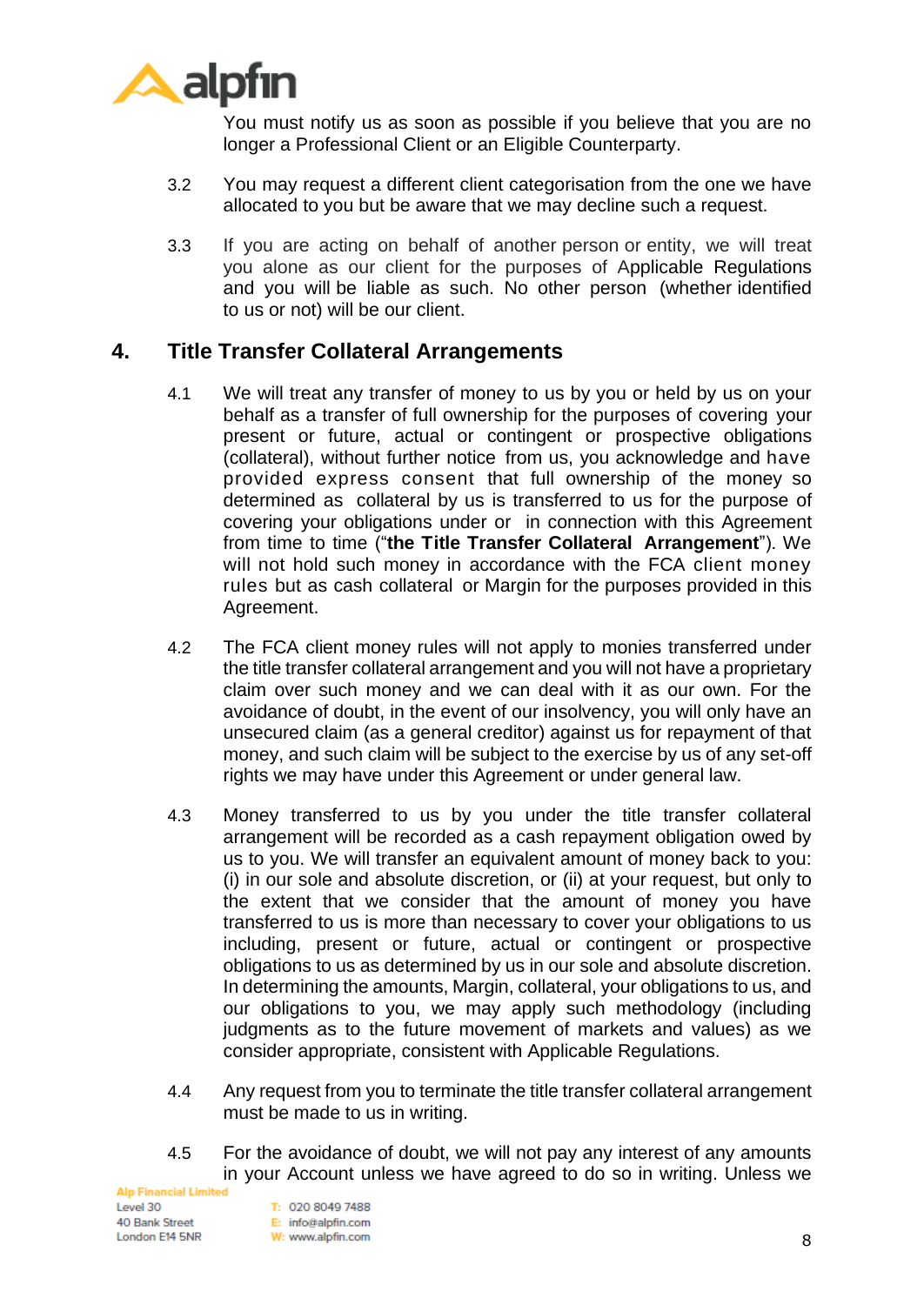You must notify us as soon as possible if you believe that you are no longer a Professional Client or an Eligible Counterparty.

3.2 You may request a different client categorisation from the one we have allocated to you but be aware that we may decline such a request.

3.3 If you are acting on behalf of another person or entity, we will treat you alone as our client for the purposes of Applicable Regulations and you will be liable as such. No other person (whether identified to us or not) will be our client.

## 4. Title Transfer Collateral Arrangements

4.1 We will treat any transfer of money to us by you or held by us on your behalf as a transfer of full ownership for the purposes of covering your present or future, actual or contingent or prospective obligations (collateral), without further notice from us, you acknowledge and have provided express consent that full ownership of the money so determined as collateral by us is transferred to us for the purpose of covering your obligations under or in connection with this Agreement from time to time ("**the Title Transfer Collateral Arrangement**"). We will not hold such money in accordance with the FCA client money rules but as cash collateral or Margin for the purposes provided in this Agreement.

4.2 The FCA client money rules will not apply to monies transferred under the title transfer collateral arrangement and you will not have a proprietary claim over such money and we can deal with it as our own. For the avoidance of doubt, in the event of our insolvency, you will only have an unsecured claim (as a general creditor) against us for repayment of that money, and such claim will be subject to the exercise by us of any set-off rights we may have under this Agreement or under general law.

4.3 Money transferred to us by you under the title transfer collateral arrangement will be recorded as a cash repayment obligation owed by us to you. We will transfer an equivalent amount of money back to you: (i) in our sole and absolute discretion, or (ii) at your request, but only to the extent that we consider that the amount of money you have transferred to us is more than necessary to cover your obligations to us including, present or future, actual or contingent or prospective obligations to us as determined by us in our sole and absolute discretion. In determining the amounts, Margin, collateral, your obligations to us, and our obligations to you, we may apply such methodology (including judgments as to the future movement of markets and values) as we consider appropriate, consistent with Applicable Regulations.

4.4 Any request from you to terminate the title transfer collateral arrangement must be made to us in writing.

4.5 For the avoidance of doubt, we will not pay any interest of any amounts in your Account unless we have agreed to do so in writing. Unless we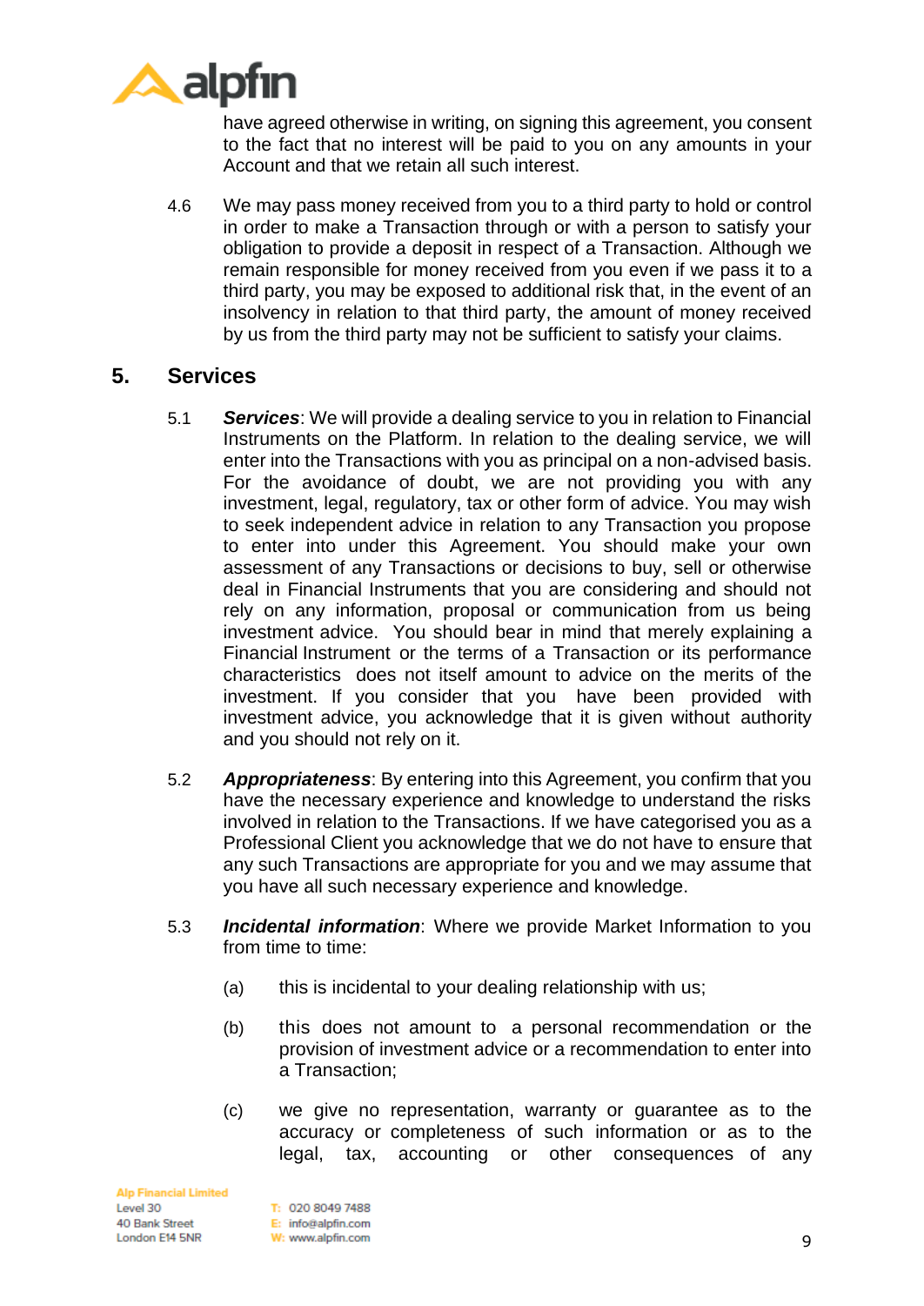have agreed otherwise in writing, on signing this agreement, you consent to the fact that no interest will be paid to you on any amounts in your Account and that we retain all such interest.

4.6 We may pass money received from you to a third party to hold or control in order to make a Transaction through or with a person to satisfy your obligation to provide a deposit in respect of a Transaction. Although we remain responsible for money received from you even if we pass it to a third party, you may be exposed to additional risk that, in the event of an insolvency in relation to that third party, the amount of money received by us from the third party may not be sufficient to satisfy your claims.

## 5. Services

5.1 ***Services***: We will provide a dealing service to you in relation to Financial Instruments on the Platform. In relation to the dealing service, we will enter into the Transactions with you as principal on a non-advised basis. For the avoidance of doubt, we are not providing you with any investment, legal, regulatory, tax or other form of advice. You may wish to seek independent advice in relation to any Transaction you propose to enter into under this Agreement. You should make your own assessment of any Transactions or decisions to buy, sell or otherwise deal in Financial Instruments that you are considering and should not rely on any information, proposal or communication from us being investment advice. You should bear in mind that merely explaining a Financial Instrument or the terms of a Transaction or its performance characteristics does not itself amount to advice on the merits of the investment. If you consider that you have been provided with investment advice, you acknowledge that it is given without authority and you should not rely on it.

5.2 ***Appropriateness***: By entering into this Agreement, you confirm that you have the necessary experience and knowledge to understand the risks involved in relation to the Transactions. If we have categorised you as a Professional Client you acknowledge that we do not have to ensure that any such Transactions are appropriate for you and we may assume that you have all such necessary experience and knowledge.

5.3 ***Incidental information***: Where we provide Market Information to you from time to time:

(a) this is incidental to your dealing relationship with us;

(b) this does not amount to a personal recommendation or the provision of investment advice or a recommendation to enter into a Transaction;

(c) we give no representation, warranty or guarantee as to the accuracy or completeness of such information or as to the legal, tax, accounting or other consequences of any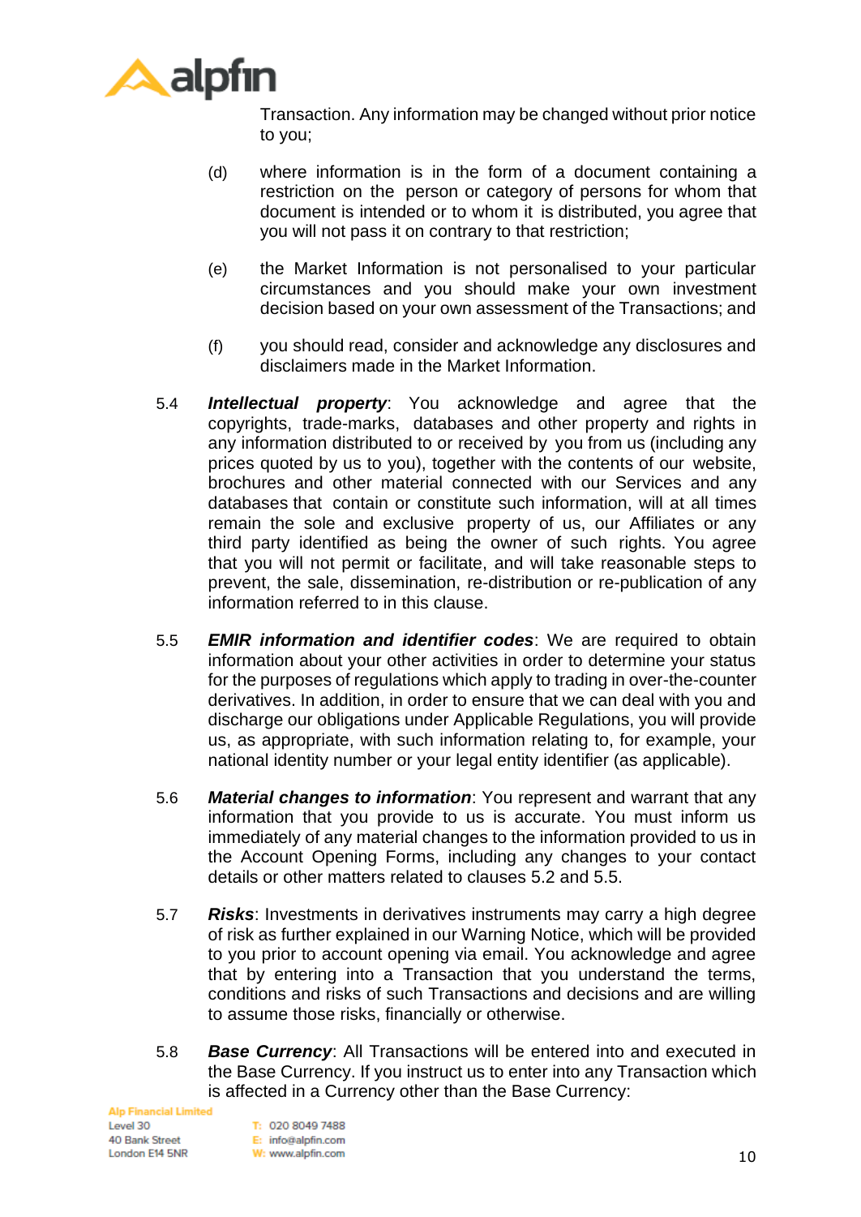Transaction. Any information may be changed without prior notice to you;

(d) where information is in the form of a document containing a restriction on the person or category of persons for whom that document is intended or to whom it is distributed, you agree that you will not pass it on contrary to that restriction;

(e) the Market Information is not personalised to your particular circumstances and you should make your own investment decision based on your own assessment of the Transactions; and

(f) you should read, consider and acknowledge any disclosures and disclaimers made in the Market Information.

5.4 ***Intellectual property***: You acknowledge and agree that the copyrights, trade-marks, databases and other property and rights in any information distributed to or received by you from us (including any prices quoted by us to you), together with the contents of our website, brochures and other material connected with our Services and any databases that contain or constitute such information, will at all times remain the sole and exclusive property of us, our Affiliates or any third party identified as being the owner of such rights. You agree that you will not permit or facilitate, and will take reasonable steps to prevent, the sale, dissemination, re-distribution or re-publication of any information referred to in this clause.

5.5 ***EMIR information and identifier codes***: We are required to obtain information about your other activities in order to determine your status for the purposes of regulations which apply to trading in over-the-counter derivatives. In addition, in order to ensure that we can deal with you and discharge our obligations under Applicable Regulations, you will provide us, as appropriate, with such information relating to, for example, your national identity number or your legal entity identifier (as applicable).

5.6 ***Material changes to information***: You represent and warrant that any information that you provide to us is accurate. You must inform us immediately of any material changes to the information provided to us in the Account Opening Forms, including any changes to your contact details or other matters related to clauses 5.2 and 5.5.

5.7 ***Risks***: Investments in derivatives instruments may carry a high degree of risk as further explained in our Warning Notice, which will be provided to you prior to account opening via email. You acknowledge and agree that by entering into a Transaction that you understand the terms, conditions and risks of such Transactions and decisions and are willing to assume those risks, financially or otherwise.

5.8 ***Base Currency***: All Transactions will be entered into and executed in the Base Currency. If you instruct us to enter into any Transaction which is affected in a Currency other than the Base Currency: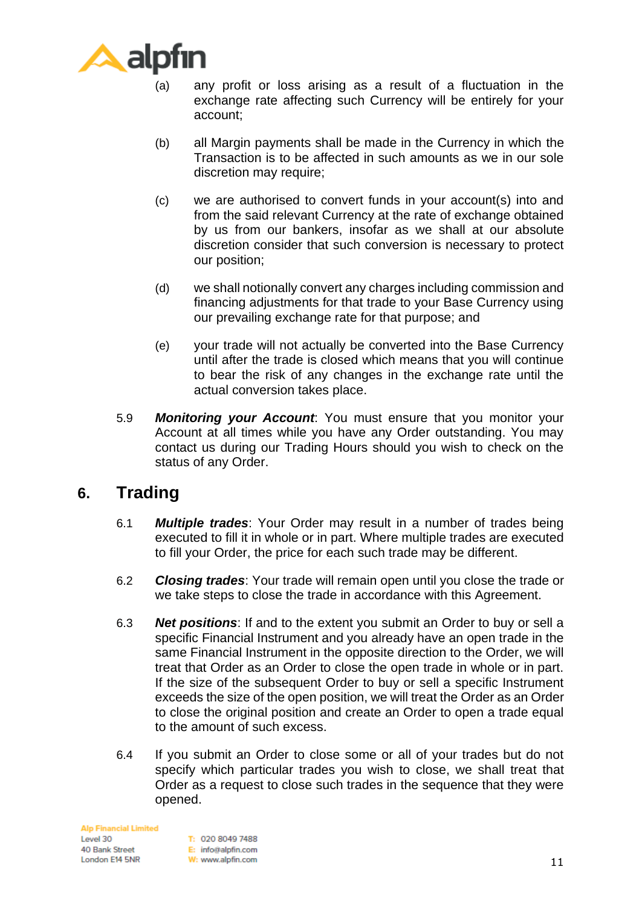(a) any profit or loss arising as a result of a fluctuation in the exchange rate affecting such Currency will be entirely for your account;

(b) all Margin payments shall be made in the Currency in which the Transaction is to be affected in such amounts as we in our sole discretion may require;

(c) we are authorised to convert funds in your account(s) into and from the said relevant Currency at the rate of exchange obtained by us from our bankers, insofar as we shall at our absolute discretion consider that such conversion is necessary to protect our position;

(d) we shall notionally convert any charges including commission and financing adjustments for that trade to your Base Currency using our prevailing exchange rate for that purpose; and

(e) your trade will not actually be converted into the Base Currency until after the trade is closed which means that you will continue to bear the risk of any changes in the exchange rate until the actual conversion takes place.

5.9 ***Monitoring your Account***: You must ensure that you monitor your Account at all times while you have any Order outstanding. You may contact us during our Trading Hours should you wish to check on the status of any Order.

## 6. Trading

6.1 ***Multiple trades***: Your Order may result in a number of trades being executed to fill it in whole or in part. Where multiple trades are executed to fill your Order, the price for each such trade may be different.

6.2 ***Closing trades***: Your trade will remain open until you close the trade or we take steps to close the trade in accordance with this Agreement.

6.3 ***Net positions***: If and to the extent you submit an Order to buy or sell a specific Financial Instrument and you already have an open trade in the same Financial Instrument in the opposite direction to the Order, we will treat that Order as an Order to close the open trade in whole or in part. If the size of the subsequent Order to buy or sell a specific Instrument exceeds the size of the open position, we will treat the Order as an Order to close the original position and create an Order to open a trade equal to the amount of such excess.

6.4 If you submit an Order to close some or all of your trades but do not specify which particular trades you wish to close, we shall treat that Order as a request to close such trades in the sequence that they were opened.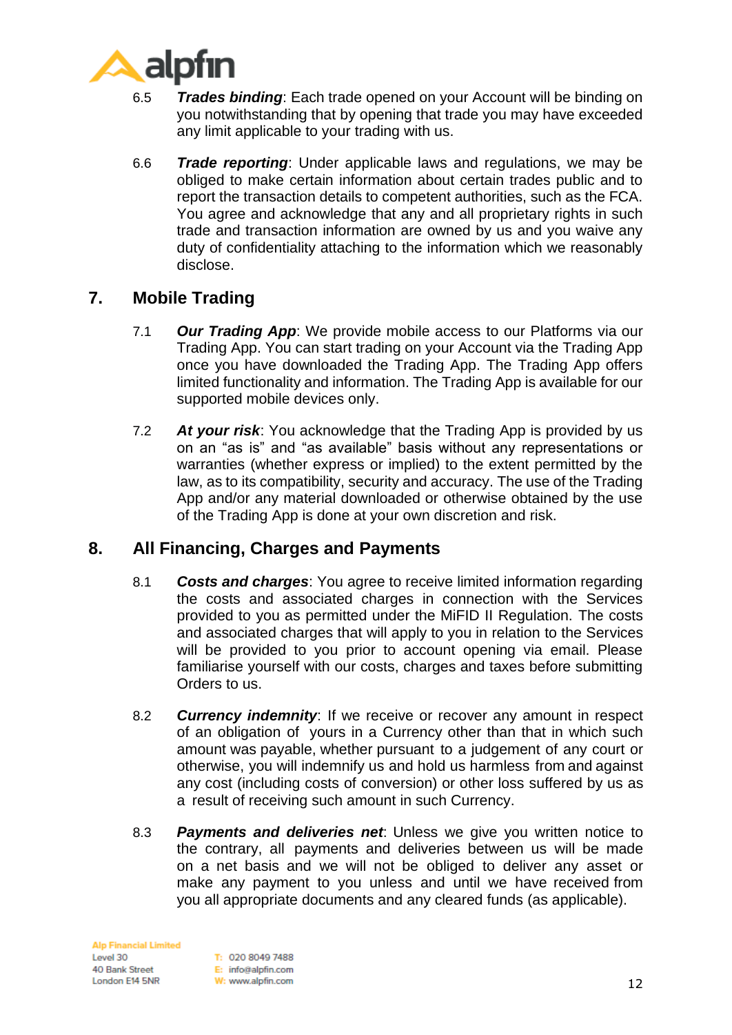6.5 ***Trades binding***: Each trade opened on your Account will be binding on you notwithstanding that by opening that trade you may have exceeded any limit applicable to your trading with us.

6.6 ***Trade reporting***: Under applicable laws and regulations, we may be obliged to make certain information about certain trades public and to report the transaction details to competent authorities, such as the FCA. You agree and acknowledge that any and all proprietary rights in such trade and transaction information are owned by us and you waive any duty of confidentiality attaching to the information which we reasonably disclose.

## 7. Mobile Trading

7.1 ***Our Trading App***: We provide mobile access to our Platforms via our Trading App. You can start trading on your Account via the Trading App once you have downloaded the Trading App. The Trading App offers limited functionality and information. The Trading App is available for our supported mobile devices only.

7.2 ***At your risk***: You acknowledge that the Trading App is provided by us on an "as is" and "as available" basis without any representations or warranties (whether express or implied) to the extent permitted by the law, as to its compatibility, security and accuracy. The use of the Trading App and/or any material downloaded or otherwise obtained by the use of the Trading App is done at your own discretion and risk.

## 8. All Financing, Charges and Payments

8.1 ***Costs and charges***: You agree to receive limited information regarding the costs and associated charges in connection with the Services provided to you as permitted under the MiFID II Regulation. The costs and associated charges that will apply to you in relation to the Services will be provided to you prior to account opening via email. Please familiarise yourself with our costs, charges and taxes before submitting Orders to us.

8.2 ***Currency indemnity***: If we receive or recover any amount in respect of an obligation of yours in a Currency other than that in which such amount was payable, whether pursuant to a judgement of any court or otherwise, you will indemnify us and hold us harmless from and against any cost (including costs of conversion) or other loss suffered by us as a result of receiving such amount in such Currency.

8.3 ***Payments and deliveries net***: Unless we give you written notice to the contrary, all payments and deliveries between us will be made on a net basis and we will not be obliged to deliver any asset or make any payment to you unless and until we have received from you all appropriate documents and any cleared funds (as applicable).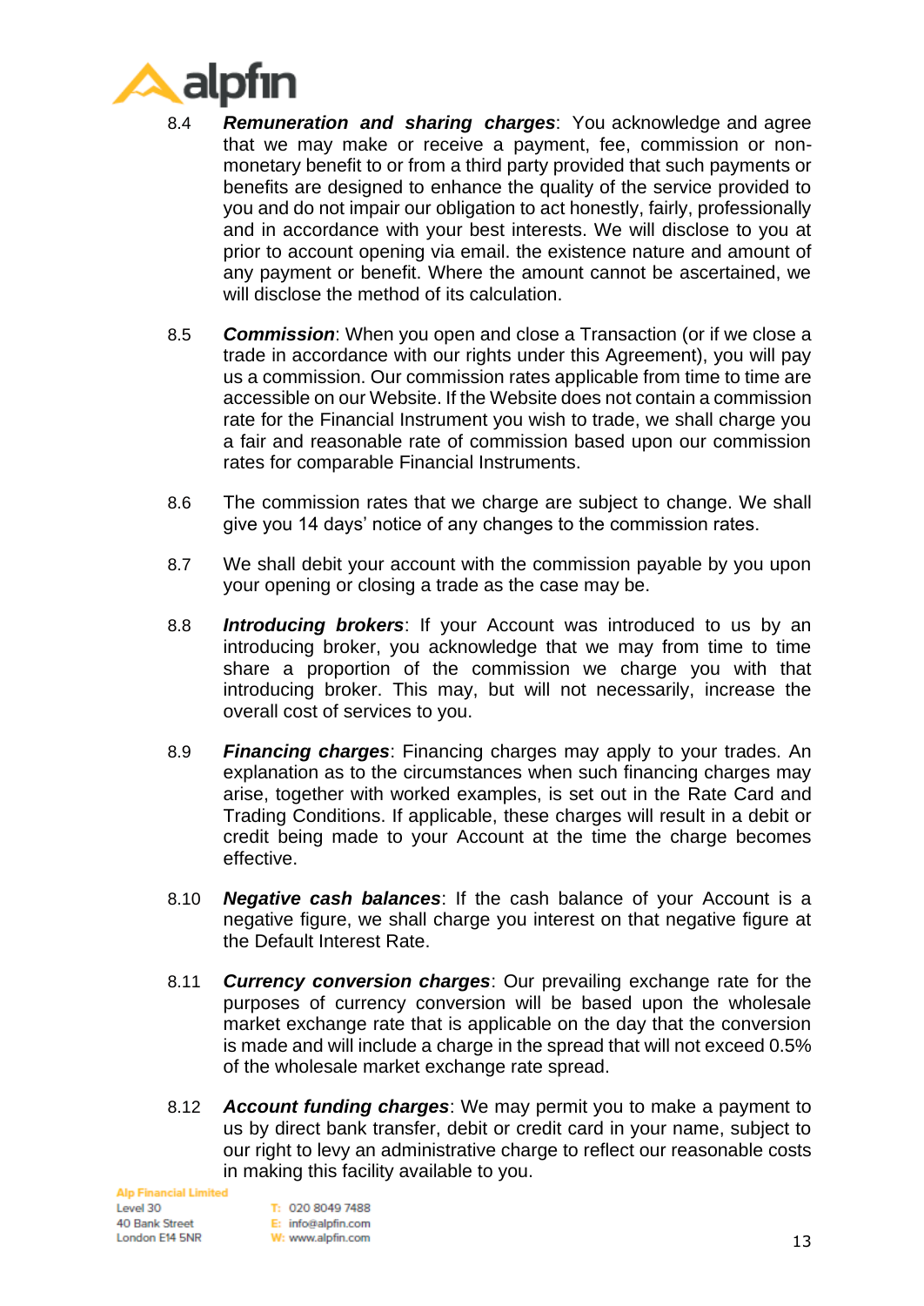8.4 ***Remuneration and sharing charges***: You acknowledge and agree that we may make or receive a payment, fee, commission or non-monetary benefit to or from a third party provided that such payments or benefits are designed to enhance the quality of the service provided to you and do not impair our obligation to act honestly, fairly, professionally and in accordance with your best interests. We will disclose to you at prior to account opening via email. the existence nature and amount of any payment or benefit. Where the amount cannot be ascertained, we will disclose the method of its calculation.

8.5 ***Commission***: When you open and close a Transaction (or if we close a trade in accordance with our rights under this Agreement), you will pay us a commission. Our commission rates applicable from time to time are accessible on our Website. If the Website does not contain a commission rate for the Financial Instrument you wish to trade, we shall charge you a fair and reasonable rate of commission based upon our commission rates for comparable Financial Instruments.

8.6 The commission rates that we charge are subject to change. We shall give you 14 days' notice of any changes to the commission rates.

8.7 We shall debit your account with the commission payable by you upon your opening or closing a trade as the case may be.

8.8 ***Introducing brokers***: If your Account was introduced to us by an introducing broker, you acknowledge that we may from time to time share a proportion of the commission we charge you with that introducing broker. This may, but will not necessarily, increase the overall cost of services to you.

8.9 ***Financing charges***: Financing charges may apply to your trades. An explanation as to the circumstances when such financing charges may arise, together with worked examples, is set out in the Rate Card and Trading Conditions. If applicable, these charges will result in a debit or credit being made to your Account at the time the charge becomes effective.

8.10 ***Negative cash balances***: If the cash balance of your Account is a negative figure, we shall charge you interest on that negative figure at the Default Interest Rate.

8.11 ***Currency conversion charges***: Our prevailing exchange rate for the purposes of currency conversion will be based upon the wholesale market exchange rate that is applicable on the day that the conversion is made and will include a charge in the spread that will not exceed 0.5% of the wholesale market exchange rate spread.

8.12 ***Account funding charges***: We may permit you to make a payment to us by direct bank transfer, debit or credit card in your name, subject to our right to levy an administrative charge to reflect our reasonable costs in making this facility available to you.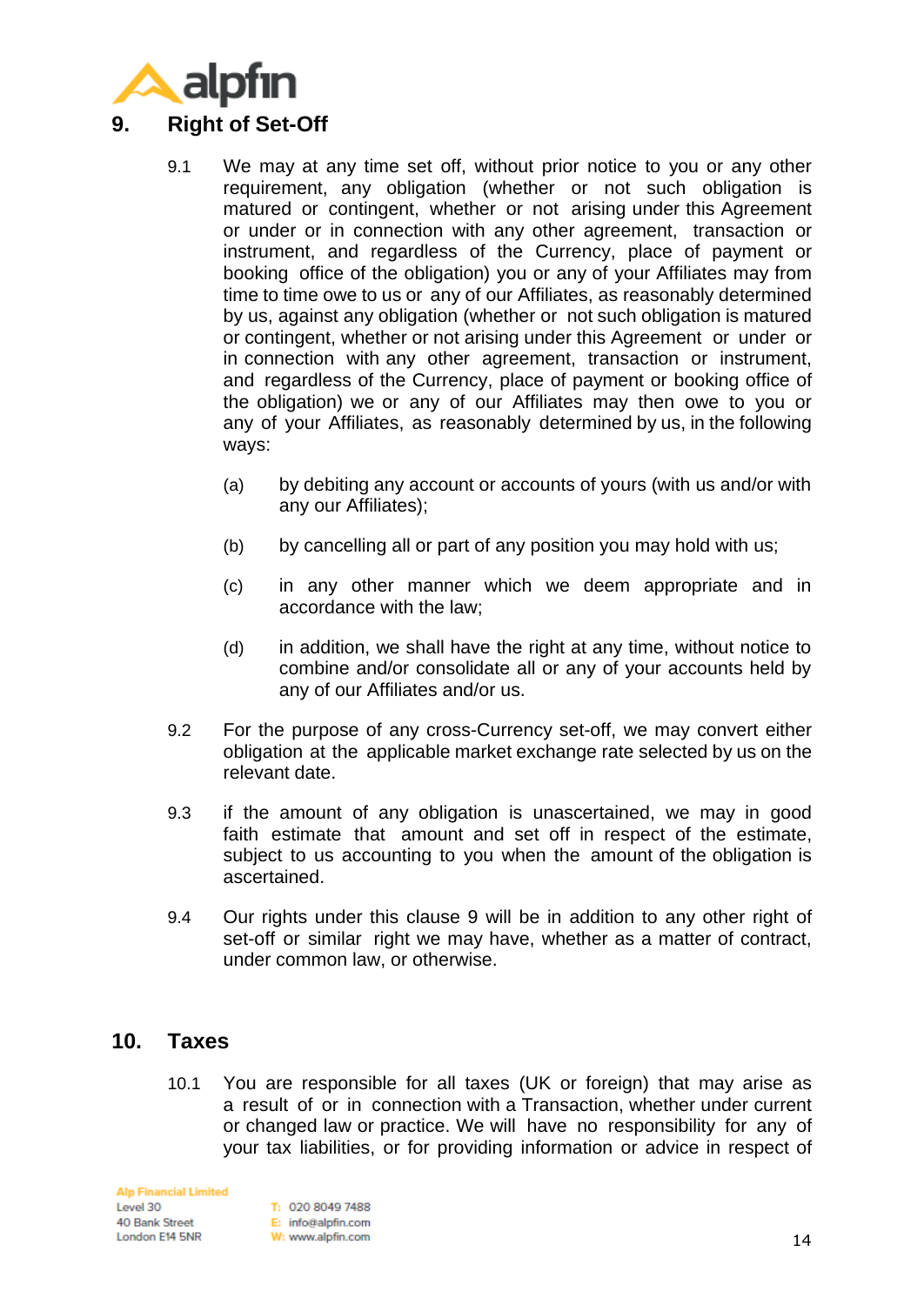## 9. Right of Set-Off

9.1 We may at any time set off, without prior notice to you or any other requirement, any obligation (whether or not such obligation is matured or contingent, whether or not arising under this Agreement or under or in connection with any other agreement, transaction or instrument, and regardless of the Currency, place of payment or booking office of the obligation) you or any of your Affiliates may from time to time owe to us or any of our Affiliates, as reasonably determined by us, against any obligation (whether or not such obligation is matured or contingent, whether or not arising under this Agreement or under or in connection with any other agreement, transaction or instrument, and regardless of the Currency, place of payment or booking office of the obligation) we or any of our Affiliates may then owe to you or any of your Affiliates, as reasonably determined by us, in the following ways:

(a) by debiting any account or accounts of yours (with us and/or with any our Affiliates);

(b) by cancelling all or part of any position you may hold with us;

(c) in any other manner which we deem appropriate and in accordance with the law;

(d) in addition, we shall have the right at any time, without notice to combine and/or consolidate all or any of your accounts held by any of our Affiliates and/or us.

9.2 For the purpose of any cross-Currency set-off, we may convert either obligation at the applicable market exchange rate selected by us on the relevant date.

9.3 if the amount of any obligation is unascertained, we may in good faith estimate that amount and set off in respect of the estimate, subject to us accounting to you when the amount of the obligation is ascertained.

9.4 Our rights under this clause 9 will be in addition to any other right of set-off or similar right we may have, whether as a matter of contract, under common law, or otherwise.

## 10. Taxes

10.1 You are responsible for all taxes (UK or foreign) that may arise as a result of or in connection with a Transaction, whether under current or changed law or practice. We will have no responsibility for any of your tax liabilities, or for providing information or advice in respect of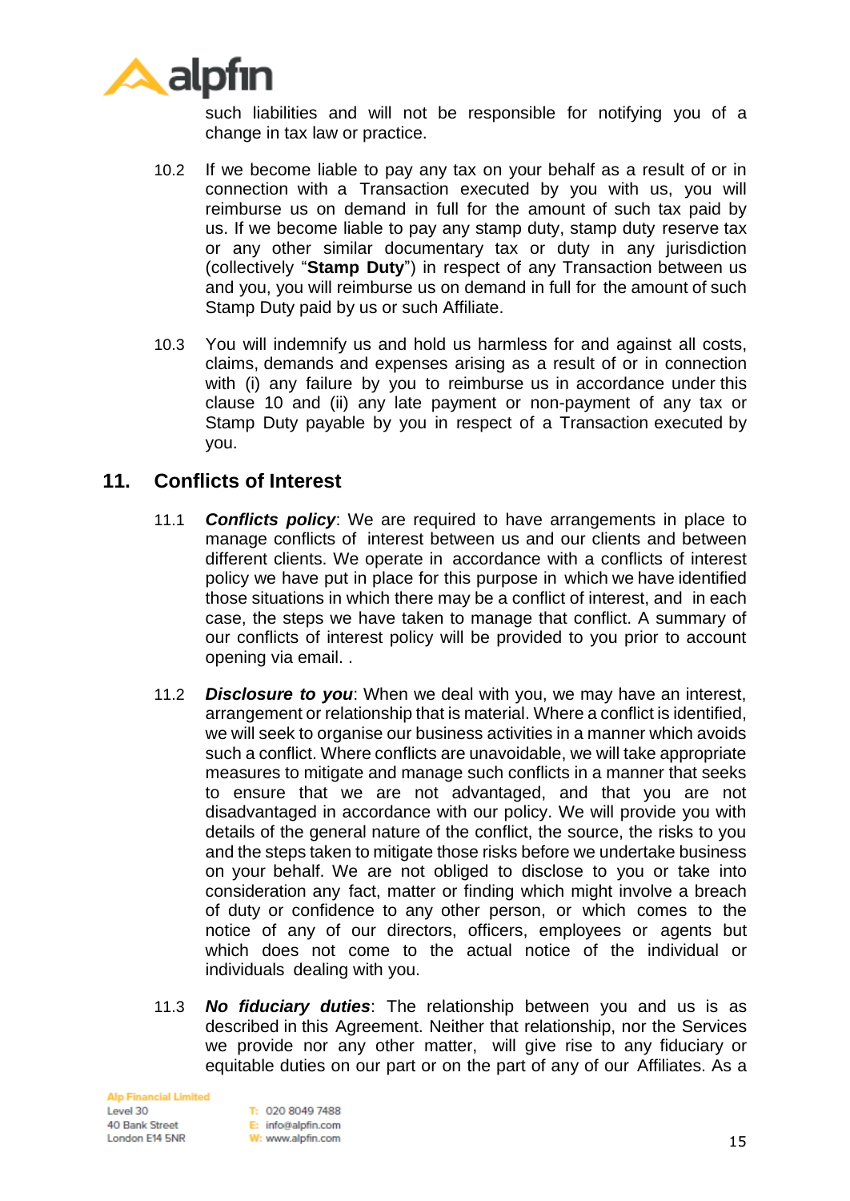such liabilities and will not be responsible for notifying you of a change in tax law or practice.

10.2 If we become liable to pay any tax on your behalf as a result of or in connection with a Transaction executed by you with us, you will reimburse us on demand in full for the amount of such tax paid by us. If we become liable to pay any stamp duty, stamp duty reserve tax or any other similar documentary tax or duty in any jurisdiction (collectively "**Stamp Duty**") in respect of any Transaction between us and you, you will reimburse us on demand in full for the amount of such Stamp Duty paid by us or such Affiliate.

10.3 You will indemnify us and hold us harmless for and against all costs, claims, demands and expenses arising as a result of or in connection with (i) any failure by you to reimburse us in accordance under this clause 10 and (ii) any late payment or non-payment of any tax or Stamp Duty payable by you in respect of a Transaction executed by you.

## 11. Conflicts of Interest

11.1 ***Conflicts policy***: We are required to have arrangements in place to manage conflicts of interest between us and our clients and between different clients. We operate in accordance with a conflicts of interest policy we have put in place for this purpose in which we have identified those situations in which there may be a conflict of interest, and in each case, the steps we have taken to manage that conflict. A summary of our conflicts of interest policy will be provided to you prior to account opening via email. .

11.2 ***Disclosure to you***: When we deal with you, we may have an interest, arrangement or relationship that is material. Where a conflict is identified, we will seek to organise our business activities in a manner which avoids such a conflict. Where conflicts are unavoidable, we will take appropriate measures to mitigate and manage such conflicts in a manner that seeks to ensure that we are not advantaged, and that you are not disadvantaged in accordance with our policy. We will provide you with details of the general nature of the conflict, the source, the risks to you and the steps taken to mitigate those risks before we undertake business on your behalf. We are not obliged to disclose to you or take into consideration any fact, matter or finding which might involve a breach of duty or confidence to any other person, or which comes to the notice of any of our directors, officers, employees or agents but which does not come to the actual notice of the individual or individuals dealing with you.

11.3 ***No fiduciary duties***: The relationship between you and us is as described in this Agreement. Neither that relationship, nor the Services we provide nor any other matter, will give rise to any fiduciary or equitable duties on our part or on the part of any of our Affiliates. As a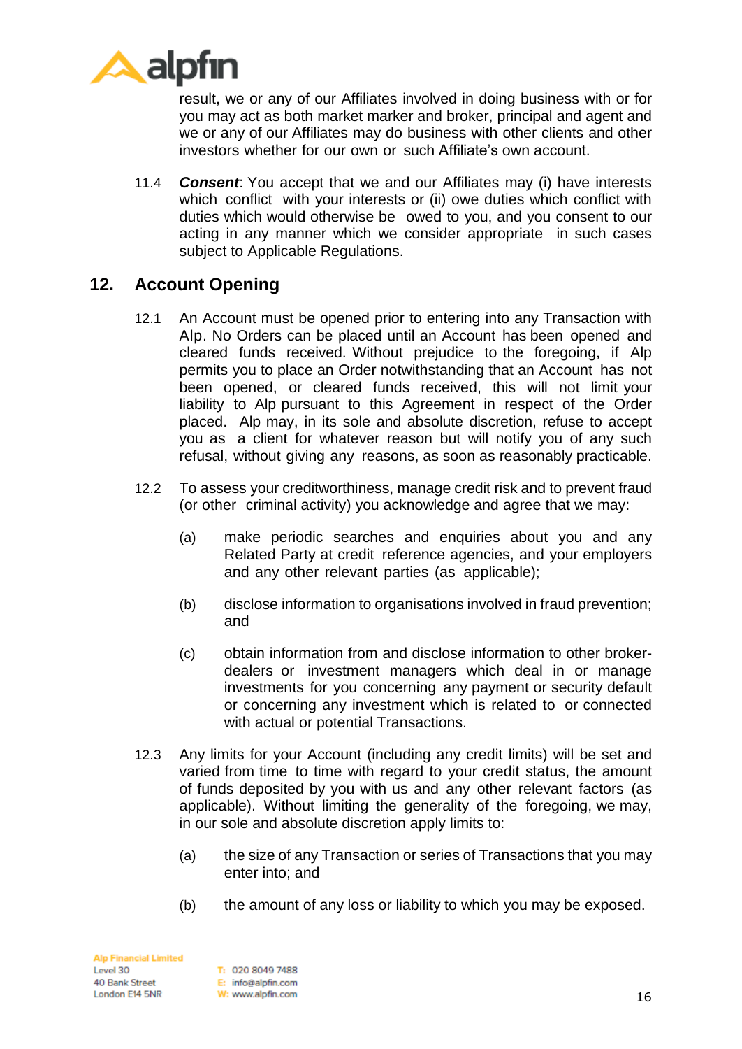result, we or any of our Affiliates involved in doing business with or for you may act as both market marker and broker, principal and agent and we or any of our Affiliates may do business with other clients and other investors whether for our own or such Affiliate's own account.

11.4 ***Consent***: You accept that we and our Affiliates may (i) have interests which conflict with your interests or (ii) owe duties which conflict with duties which would otherwise be owed to you, and you consent to our acting in any manner which we consider appropriate in such cases subject to Applicable Regulations.

## 12. Account Opening

12.1 An Account must be opened prior to entering into any Transaction with Alp. No Orders can be placed until an Account has been opened and cleared funds received. Without prejudice to the foregoing, if Alp permits you to place an Order notwithstanding that an Account has not been opened, or cleared funds received, this will not limit your liability to Alp pursuant to this Agreement in respect of the Order placed. Alp may, in its sole and absolute discretion, refuse to accept you as a client for whatever reason but will notify you of any such refusal, without giving any reasons, as soon as reasonably practicable.

12.2 To assess your creditworthiness, manage credit risk and to prevent fraud (or other criminal activity) you acknowledge and agree that we may:

(a) make periodic searches and enquiries about you and any Related Party at credit reference agencies, and your employers and any other relevant parties (as applicable);

(b) disclose information to organisations involved in fraud prevention; and

(c) obtain information from and disclose information to other broker-dealers or investment managers which deal in or manage investments for you concerning any payment or security default or concerning any investment which is related to or connected with actual or potential Transactions.

12.3 Any limits for your Account (including any credit limits) will be set and varied from time to time with regard to your credit status, the amount of funds deposited by you with us and any other relevant factors (as applicable). Without limiting the generality of the foregoing, we may, in our sole and absolute discretion apply limits to:

(a) the size of any Transaction or series of Transactions that you may enter into; and

(b) the amount of any loss or liability to which you may be exposed.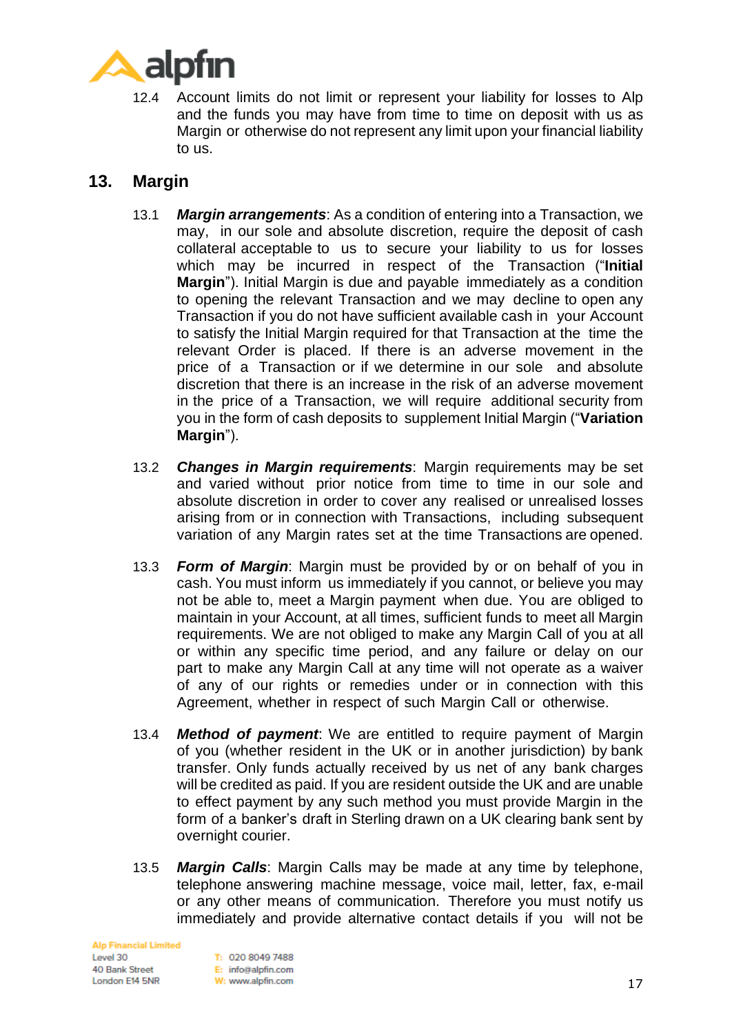12.4 Account limits do not limit or represent your liability for losses to Alp and the funds you may have from time to time on deposit with us as Margin or otherwise do not represent any limit upon your financial liability to us.

## 13. Margin

13.1 ***Margin arrangements***: As a condition of entering into a Transaction, we may, in our sole and absolute discretion, require the deposit of cash collateral acceptable to us to secure your liability to us for losses which may be incurred in respect of the Transaction ("**Initial Margin**"). Initial Margin is due and payable immediately as a condition to opening the relevant Transaction and we may decline to open any Transaction if you do not have sufficient available cash in your Account to satisfy the Initial Margin required for that Transaction at the time the relevant Order is placed. If there is an adverse movement in the price of a Transaction or if we determine in our sole and absolute discretion that there is an increase in the risk of an adverse movement in the price of a Transaction, we will require additional security from you in the form of cash deposits to supplement Initial Margin ("**Variation Margin**").

13.2 ***Changes in Margin requirements***: Margin requirements may be set and varied without prior notice from time to time in our sole and absolute discretion in order to cover any realised or unrealised losses arising from or in connection with Transactions, including subsequent variation of any Margin rates set at the time Transactions are opened.

13.3 ***Form of Margin***: Margin must be provided by or on behalf of you in cash. You must inform us immediately if you cannot, or believe you may not be able to, meet a Margin payment when due. You are obliged to maintain in your Account, at all times, sufficient funds to meet all Margin requirements. We are not obliged to make any Margin Call of you at all or within any specific time period, and any failure or delay on our part to make any Margin Call at any time will not operate as a waiver of any of our rights or remedies under or in connection with this Agreement, whether in respect of such Margin Call or otherwise.

13.4 ***Method of payment***: We are entitled to require payment of Margin of you (whether resident in the UK or in another jurisdiction) by bank transfer. Only funds actually received by us net of any bank charges will be credited as paid. If you are resident outside the UK and are unable to effect payment by any such method you must provide Margin in the form of a banker's draft in Sterling drawn on a UK clearing bank sent by overnight courier.

13.5 ***Margin Calls***: Margin Calls may be made at any time by telephone, telephone answering machine message, voice mail, letter, fax, e-mail or any other means of communication. Therefore you must notify us immediately and provide alternative contact details if you will not be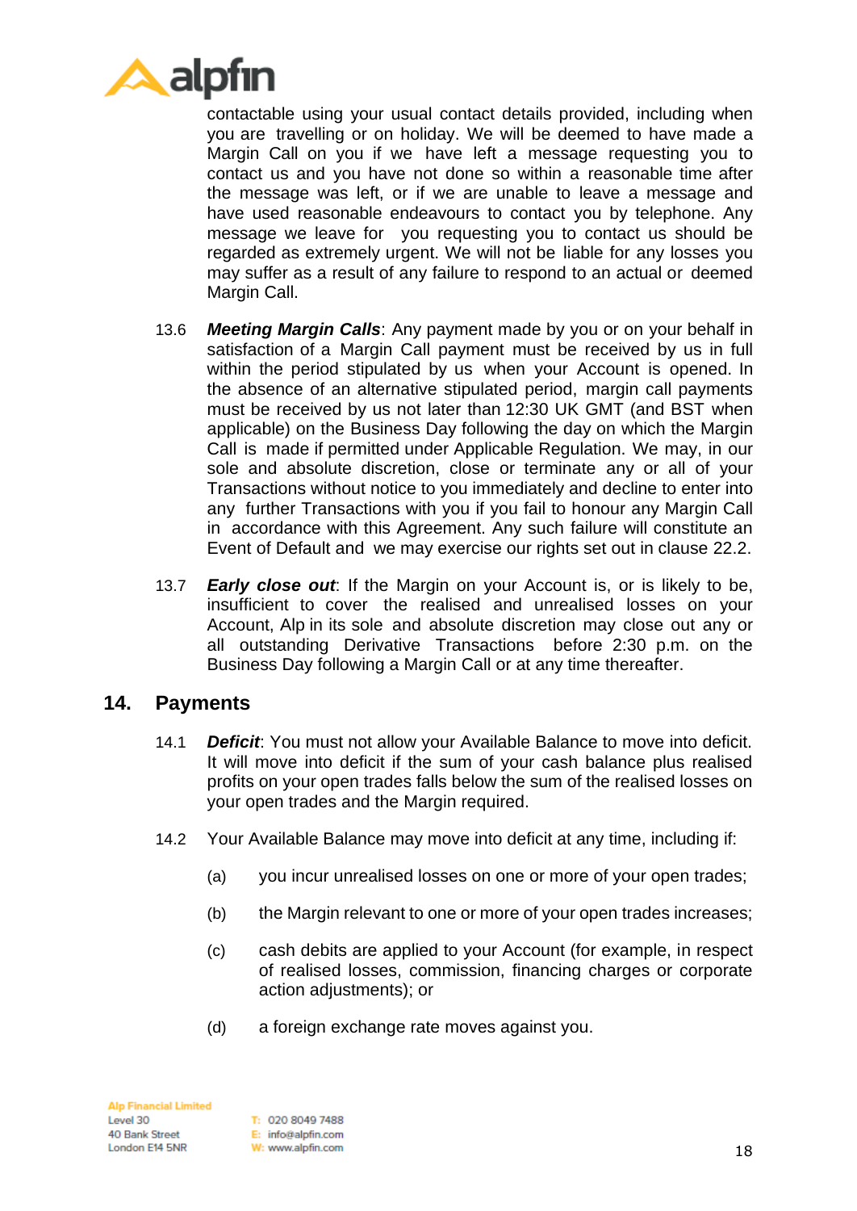contactable using your usual contact details provided, including when you are travelling or on holiday. We will be deemed to have made a Margin Call on you if we have left a message requesting you to contact us and you have not done so within a reasonable time after the message was left, or if we are unable to leave a message and have used reasonable endeavours to contact you by telephone. Any message we leave for you requesting you to contact us should be regarded as extremely urgent. We will not be liable for any losses you may suffer as a result of any failure to respond to an actual or deemed Margin Call.

13.6 ***Meeting Margin Calls***: Any payment made by you or on your behalf in satisfaction of a Margin Call payment must be received by us in full within the period stipulated by us when your Account is opened. In the absence of an alternative stipulated period, margin call payments must be received by us not later than 12:30 UK GMT (and BST when applicable) on the Business Day following the day on which the Margin Call is made if permitted under Applicable Regulation. We may, in our sole and absolute discretion, close or terminate any or all of your Transactions without notice to you immediately and decline to enter into any further Transactions with you if you fail to honour any Margin Call in accordance with this Agreement. Any such failure will constitute an Event of Default and we may exercise our rights set out in clause 22.2.

13.7 ***Early close out***: If the Margin on your Account is, or is likely to be, insufficient to cover the realised and unrealised losses on your Account, Alp in its sole and absolute discretion may close out any or all outstanding Derivative Transactions before 2:30 p.m. on the Business Day following a Margin Call or at any time thereafter.

## 14. Payments

14.1 ***Deficit***: You must not allow your Available Balance to move into deficit. It will move into deficit if the sum of your cash balance plus realised profits on your open trades falls below the sum of the realised losses on your open trades and the Margin required.

14.2 Your Available Balance may move into deficit at any time, including if:

(a) you incur unrealised losses on one or more of your open trades;

(b) the Margin relevant to one or more of your open trades increases;

(c) cash debits are applied to your Account (for example, in respect of realised losses, commission, financing charges or corporate action adjustments); or

(d) a foreign exchange rate moves against you.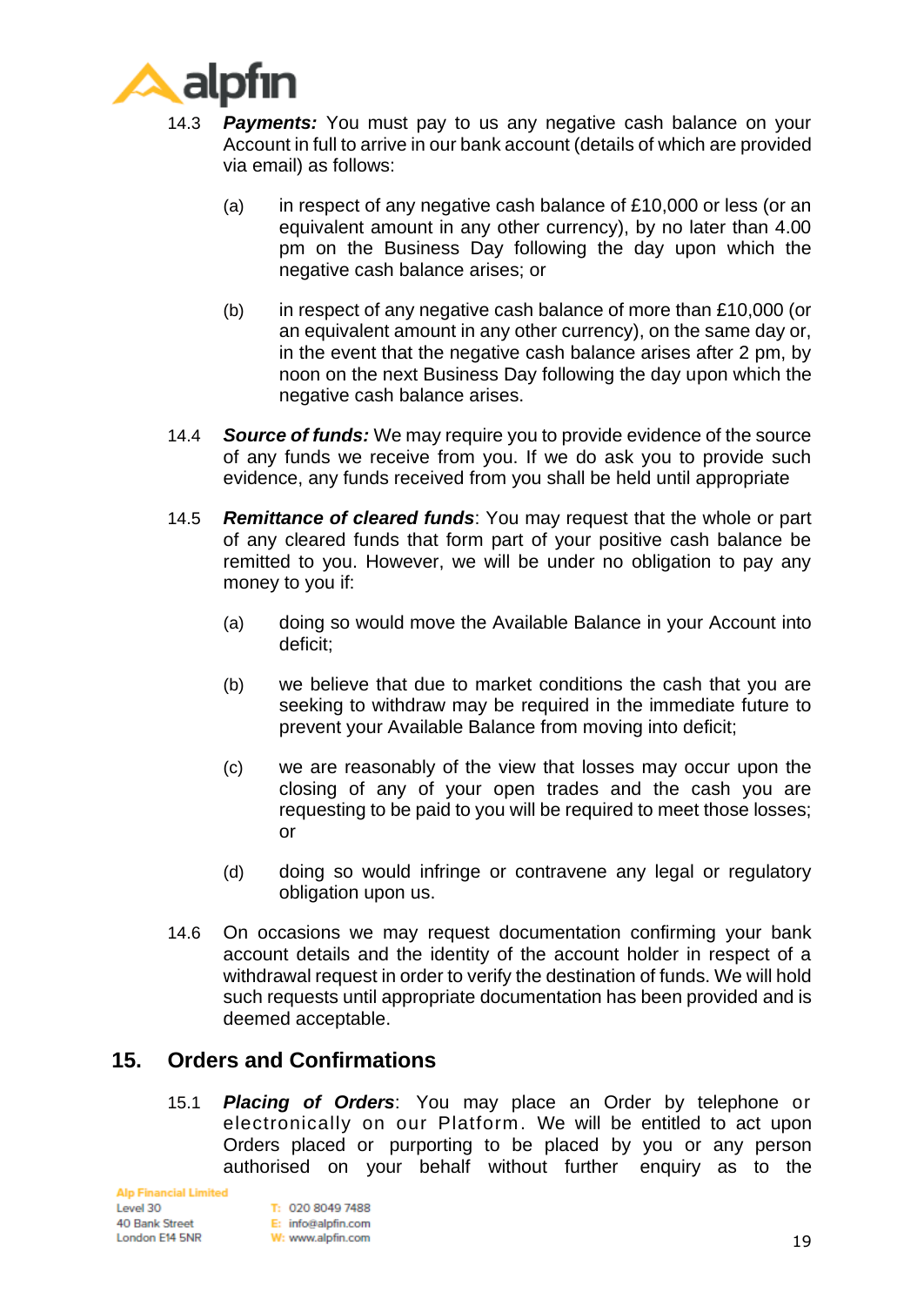14.3 ***Payments:*** You must pay to us any negative cash balance on your Account in full to arrive in our bank account (details of which are provided via email) as follows:

(a) in respect of any negative cash balance of £10,000 or less (or an equivalent amount in any other currency), by no later than 4.00 pm on the Business Day following the day upon which the negative cash balance arises; or

(b) in respect of any negative cash balance of more than £10,000 (or an equivalent amount in any other currency), on the same day or, in the event that the negative cash balance arises after 2 pm, by noon on the next Business Day following the day upon which the negative cash balance arises.

14.4 ***Source of funds:*** We may require you to provide evidence of the source of any funds we receive from you. If we do ask you to provide such evidence, any funds received from you shall be held until appropriate

14.5 ***Remittance of cleared funds***: You may request that the whole or part of any cleared funds that form part of your positive cash balance be remitted to you. However, we will be under no obligation to pay any money to you if:

(a) doing so would move the Available Balance in your Account into deficit;

(b) we believe that due to market conditions the cash that you are seeking to withdraw may be required in the immediate future to prevent your Available Balance from moving into deficit;

(c) we are reasonably of the view that losses may occur upon the closing of any of your open trades and the cash you are requesting to be paid to you will be required to meet those losses; or

(d) doing so would infringe or contravene any legal or regulatory obligation upon us.

14.6 On occasions we may request documentation confirming your bank account details and the identity of the account holder in respect of a withdrawal request in order to verify the destination of funds. We will hold such requests until appropriate documentation has been provided and is deemed acceptable.

## 15. Orders and Confirmations

15.1 ***Placing of Orders***: You may place an Order by telephone or electronically on our Platform. We will be entitled to act upon Orders placed or purporting to be placed by you or any person authorised on your behalf without further enquiry as to the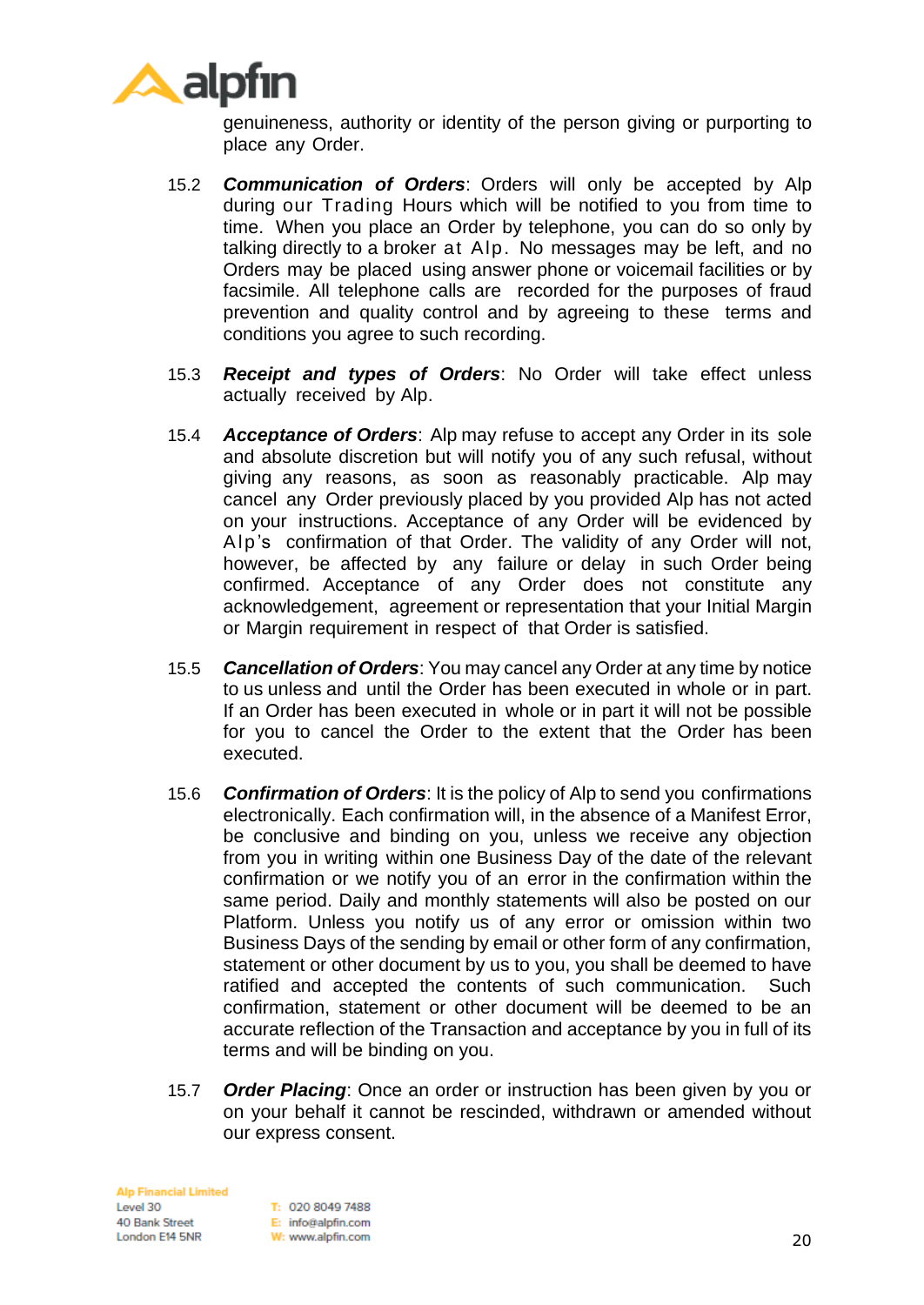genuineness, authority or identity of the person giving or purporting to place any Order.

15.2 ***Communication of Orders***: Orders will only be accepted by Alp during our Trading Hours which will be notified to you from time to time. When you place an Order by telephone, you can do so only by talking directly to a broker at Alp. No messages may be left, and no Orders may be placed using answer phone or voicemail facilities or by facsimile. All telephone calls are recorded for the purposes of fraud prevention and quality control and by agreeing to these terms and conditions you agree to such recording.

15.3 ***Receipt and types of Orders***: No Order will take effect unless actually received by Alp.

15.4 ***Acceptance of Orders***: Alp may refuse to accept any Order in its sole and absolute discretion but will notify you of any such refusal, without giving any reasons, as soon as reasonably practicable. Alp may cancel any Order previously placed by you provided Alp has not acted on your instructions. Acceptance of any Order will be evidenced by Alp's confirmation of that Order. The validity of any Order will not, however, be affected by any failure or delay in such Order being confirmed. Acceptance of any Order does not constitute any acknowledgement, agreement or representation that your Initial Margin or Margin requirement in respect of that Order is satisfied.

15.5 ***Cancellation of Orders***: You may cancel any Order at any time by notice to us unless and until the Order has been executed in whole or in part. If an Order has been executed in whole or in part it will not be possible for you to cancel the Order to the extent that the Order has been executed.

15.6 ***Confirmation of Orders***: It is the policy of Alp to send you confirmations electronically. Each confirmation will, in the absence of a Manifest Error, be conclusive and binding on you, unless we receive any objection from you in writing within one Business Day of the date of the relevant confirmation or we notify you of an error in the confirmation within the same period. Daily and monthly statements will also be posted on our Platform. Unless you notify us of any error or omission within two Business Days of the sending by email or other form of any confirmation, statement or other document by us to you, you shall be deemed to have ratified and accepted the contents of such communication. Such confirmation, statement or other document will be deemed to be an accurate reflection of the Transaction and acceptance by you in full of its terms and will be binding on you.

15.7 ***Order Placing***: Once an order or instruction has been given by you or on your behalf it cannot be rescinded, withdrawn or amended without our express consent.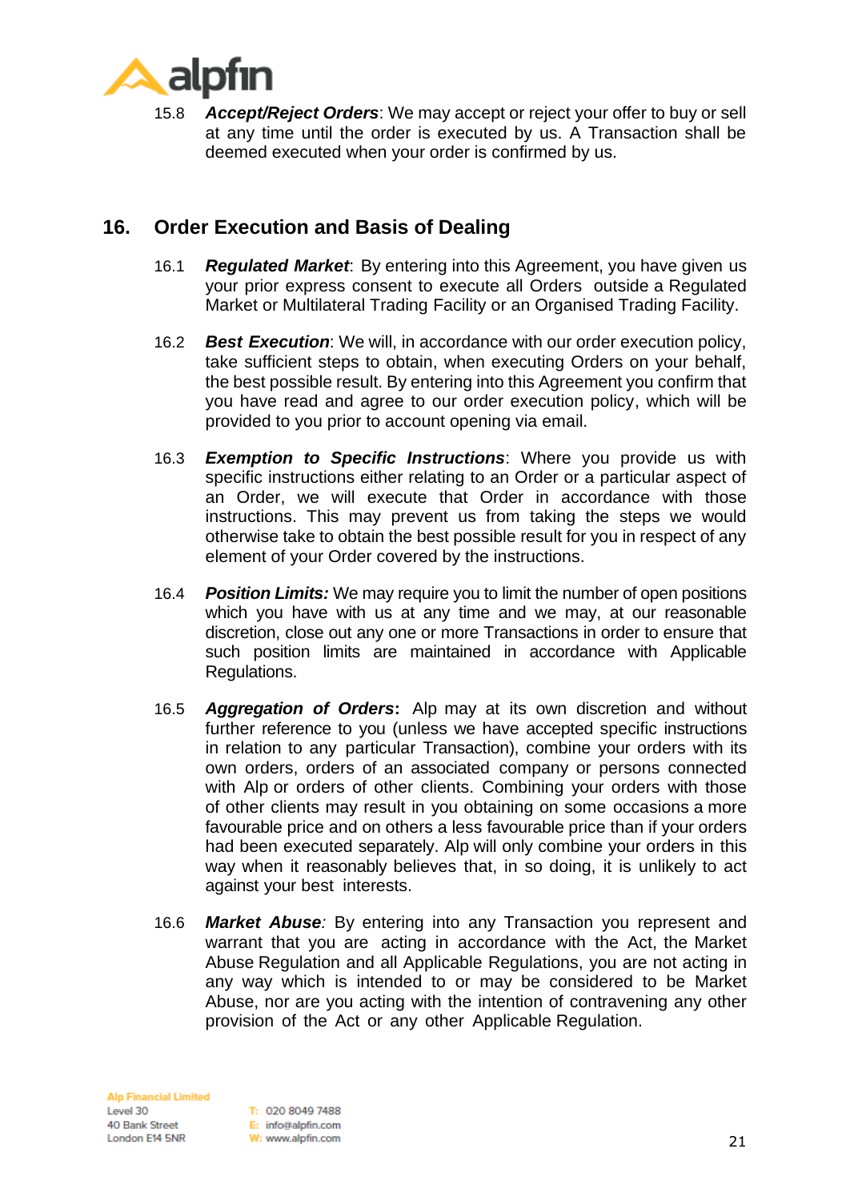15.8 ***Accept/Reject Orders***: We may accept or reject your offer to buy or sell at any time until the order is executed by us. A Transaction shall be deemed executed when your order is confirmed by us.

## 16. Order Execution and Basis of Dealing

16.1 ***Regulated Market***: By entering into this Agreement, you have given us your prior express consent to execute all Orders outside a Regulated Market or Multilateral Trading Facility or an Organised Trading Facility.

16.2 ***Best Execution***: We will, in accordance with our order execution policy, take sufficient steps to obtain, when executing Orders on your behalf, the best possible result. By entering into this Agreement you confirm that you have read and agree to our order execution policy, which will be provided to you prior to account opening via email.

16.3 ***Exemption to Specific Instructions***: Where you provide us with specific instructions either relating to an Order or a particular aspect of an Order, we will execute that Order in accordance with those instructions. This may prevent us from taking the steps we would otherwise take to obtain the best possible result for you in respect of any element of your Order covered by the instructions.

16.4 ***Position Limits:*** We may require you to limit the number of open positions which you have with us at any time and we may, at our reasonable discretion, close out any one or more Transactions in order to ensure that such position limits are maintained in accordance with Applicable Regulations.

16.5 ***Aggregation of Orders*****:** Alp may at its own discretion and without further reference to you (unless we have accepted specific instructions in relation to any particular Transaction), combine your orders with its own orders, orders of an associated company or persons connected with Alp or orders of other clients. Combining your orders with those of other clients may result in you obtaining on some occasions a more favourable price and on others a less favourable price than if your orders had been executed separately. Alp will only combine your orders in this way when it reasonably believes that, in so doing, it is unlikely to act against your best interests.

16.6 ***Market Abuse****:* By entering into any Transaction you represent and warrant that you are acting in accordance with the Act, the Market Abuse Regulation and all Applicable Regulations, you are not acting in any way which is intended to or may be considered to be Market Abuse, nor are you acting with the intention of contravening any other provision of the Act or any other Applicable Regulation.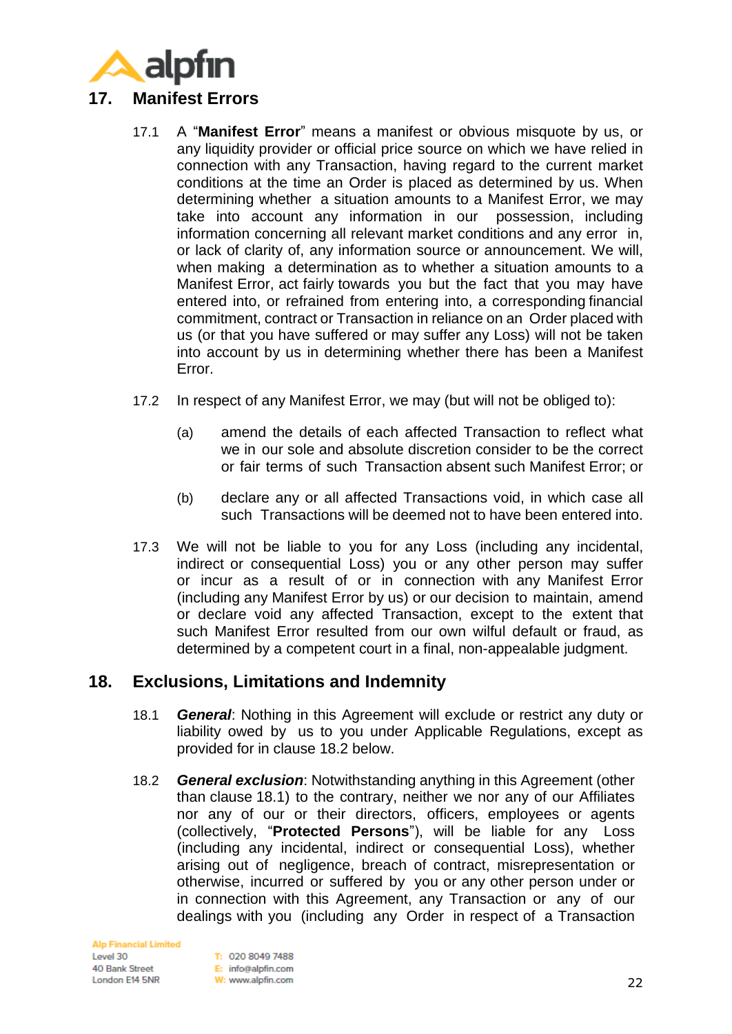## 17. Manifest Errors

17.1 A "**Manifest Error**" means a manifest or obvious misquote by us, or any liquidity provider or official price source on which we have relied in connection with any Transaction, having regard to the current market conditions at the time an Order is placed as determined by us. When determining whether a situation amounts to a Manifest Error, we may take into account any information in our possession, including information concerning all relevant market conditions and any error in, or lack of clarity of, any information source or announcement. We will, when making a determination as to whether a situation amounts to a Manifest Error, act fairly towards you but the fact that you may have entered into, or refrained from entering into, a corresponding financial commitment, contract or Transaction in reliance on an Order placed with us (or that you have suffered or may suffer any Loss) will not be taken into account by us in determining whether there has been a Manifest Error.

17.2 In respect of any Manifest Error, we may (but will not be obliged to):

(a) amend the details of each affected Transaction to reflect what we in our sole and absolute discretion consider to be the correct or fair terms of such Transaction absent such Manifest Error; or

(b) declare any or all affected Transactions void, in which case all such Transactions will be deemed not to have been entered into.

17.3 We will not be liable to you for any Loss (including any incidental, indirect or consequential Loss) you or any other person may suffer or incur as a result of or in connection with any Manifest Error (including any Manifest Error by us) or our decision to maintain, amend or declare void any affected Transaction, except to the extent that such Manifest Error resulted from our own wilful default or fraud, as determined by a competent court in a final, non-appealable judgment.

## 18. Exclusions, Limitations and Indemnity

18.1 ***General***: Nothing in this Agreement will exclude or restrict any duty or liability owed by us to you under Applicable Regulations, except as provided for in clause 18.2 below.

18.2 ***General exclusion***: Notwithstanding anything in this Agreement (other than clause 18.1) to the contrary, neither we nor any of our Affiliates nor any of our or their directors, officers, employees or agents (collectively, "**Protected Persons**"), will be liable for any Loss (including any incidental, indirect or consequential Loss), whether arising out of negligence, breach of contract, misrepresentation or otherwise, incurred or suffered by you or any other person under or in connection with this Agreement, any Transaction or any of our dealings with you (including any Order in respect of a Transaction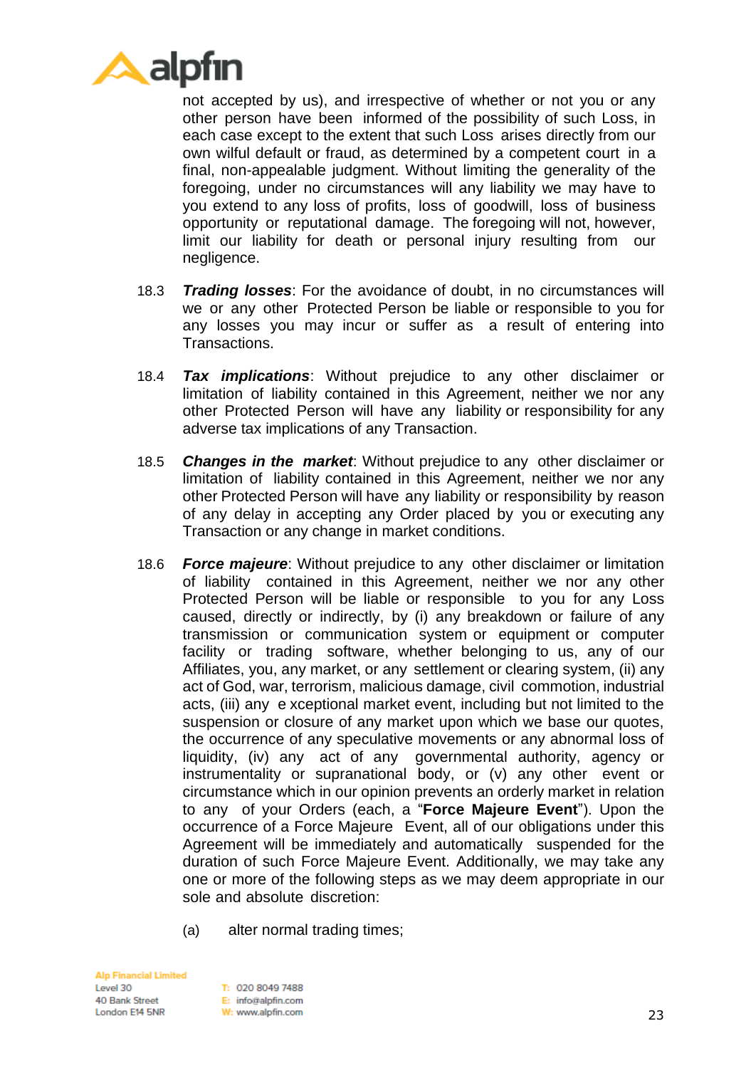not accepted by us), and irrespective of whether or not you or any other person have been informed of the possibility of such Loss, in each case except to the extent that such Loss arises directly from our own wilful default or fraud, as determined by a competent court in a final, non-appealable judgment. Without limiting the generality of the foregoing, under no circumstances will any liability we may have to you extend to any loss of profits, loss of goodwill, loss of business opportunity or reputational damage. The foregoing will not, however, limit our liability for death or personal injury resulting from our negligence.

18.3 ***Trading losses***: For the avoidance of doubt, in no circumstances will we or any other Protected Person be liable or responsible to you for any losses you may incur or suffer as a result of entering into Transactions.

18.4 ***Tax implications***: Without prejudice to any other disclaimer or limitation of liability contained in this Agreement, neither we nor any other Protected Person will have any liability or responsibility for any adverse tax implications of any Transaction.

18.5 ***Changes in the market***: Without prejudice to any other disclaimer or limitation of liability contained in this Agreement, neither we nor any other Protected Person will have any liability or responsibility by reason of any delay in accepting any Order placed by you or executing any Transaction or any change in market conditions.

18.6 ***Force majeure***: Without prejudice to any other disclaimer or limitation of liability contained in this Agreement, neither we nor any other Protected Person will be liable or responsible to you for any Loss caused, directly or indirectly, by (i) any breakdown or failure of any transmission or communication system or equipment or computer facility or trading software, whether belonging to us, any of our Affiliates, you, any market, or any settlement or clearing system, (ii) any act of God, war, terrorism, malicious damage, civil commotion, industrial acts, (iii) any exceptional market event, including but not limited to the suspension or closure of any market upon which we base our quotes, the occurrence of any speculative movements or any abnormal loss of liquidity, (iv) any act of any governmental authority, agency or instrumentality or supranational body, or (v) any other event or circumstance which in our opinion prevents an orderly market in relation to any of your Orders (each, a "**Force Majeure Event**"). Upon the occurrence of a Force Majeure Event, all of our obligations under this Agreement will be immediately and automatically suspended for the duration of such Force Majeure Event. Additionally, we may take any one or more of the following steps as we may deem appropriate in our sole and absolute discretion:

(a) alter normal trading times;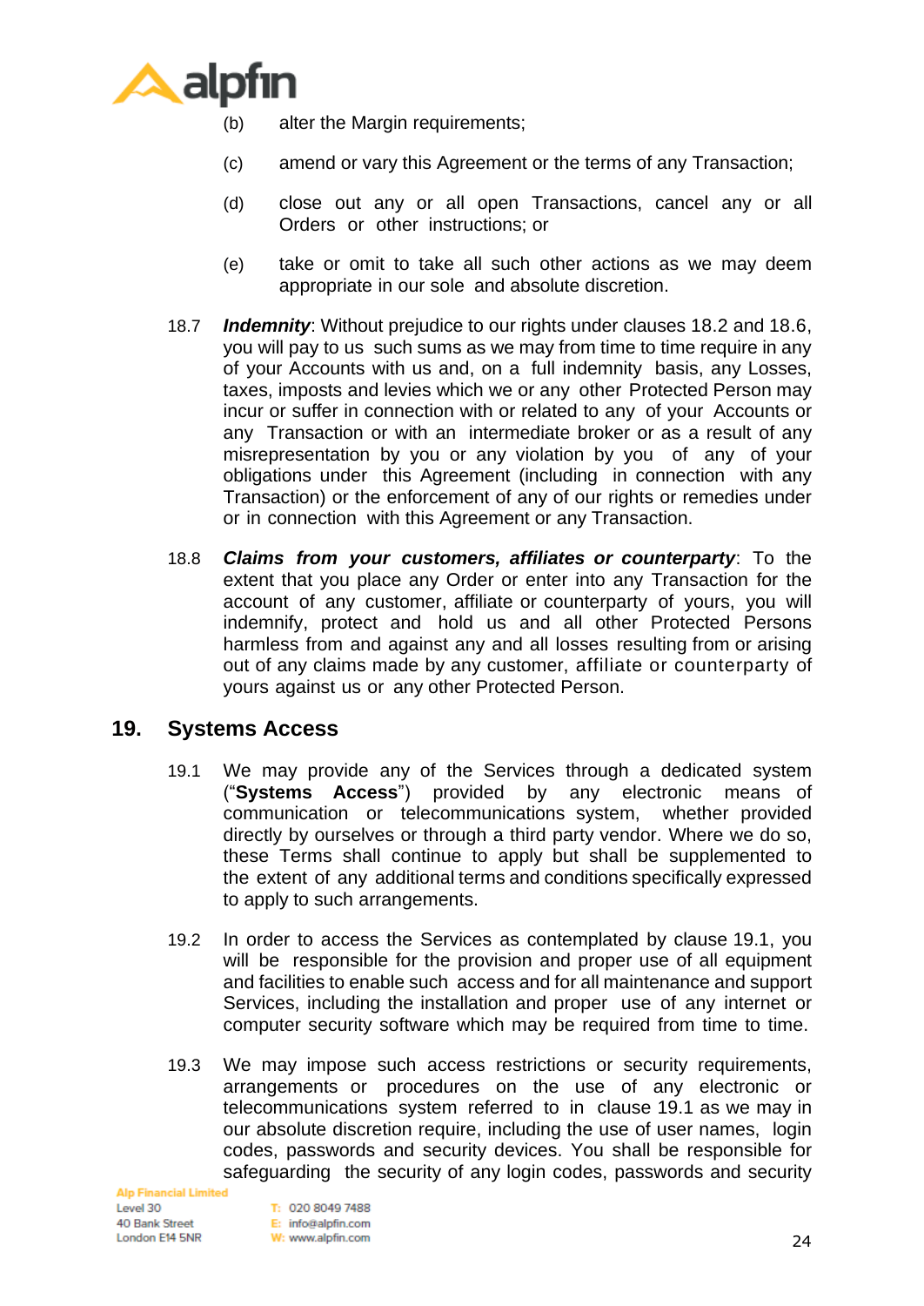(b) alter the Margin requirements;

(c) amend or vary this Agreement or the terms of any Transaction;

(d) close out any or all open Transactions, cancel any or all Orders or other instructions; or

(e) take or omit to take all such other actions as we may deem appropriate in our sole and absolute discretion.

18.7 ***Indemnity***: Without prejudice to our rights under clauses 18.2 and 18.6, you will pay to us such sums as we may from time to time require in any of your Accounts with us and, on a full indemnity basis, any Losses, taxes, imposts and levies which we or any other Protected Person may incur or suffer in connection with or related to any of your Accounts or any Transaction or with an intermediate broker or as a result of any misrepresentation by you or any violation by you of any of your obligations under this Agreement (including in connection with any Transaction) or the enforcement of any of our rights or remedies under or in connection with this Agreement or any Transaction.

18.8 ***Claims from your customers, affiliates or counterparty***: To the extent that you place any Order or enter into any Transaction for the account of any customer, affiliate or counterparty of yours, you will indemnify, protect and hold us and all other Protected Persons harmless from and against any and all losses resulting from or arising out of any claims made by any customer, affiliate or counterparty of yours against us or any other Protected Person.

## 19. Systems Access

19.1 We may provide any of the Services through a dedicated system ("**Systems Access**") provided by any electronic means of communication or telecommunications system, whether provided directly by ourselves or through a third party vendor. Where we do so, these Terms shall continue to apply but shall be supplemented to the extent of any additional terms and conditions specifically expressed to apply to such arrangements.

19.2 In order to access the Services as contemplated by clause 19.1, you will be responsible for the provision and proper use of all equipment and facilities to enable such access and for all maintenance and support Services, including the installation and proper use of any internet or computer security software which may be required from time to time.

19.3 We may impose such access restrictions or security requirements, arrangements or procedures on the use of any electronic or telecommunications system referred to in clause 19.1 as we may in our absolute discretion require, including the use of user names, login codes, passwords and security devices. You shall be responsible for safeguarding the security of any login codes, passwords and security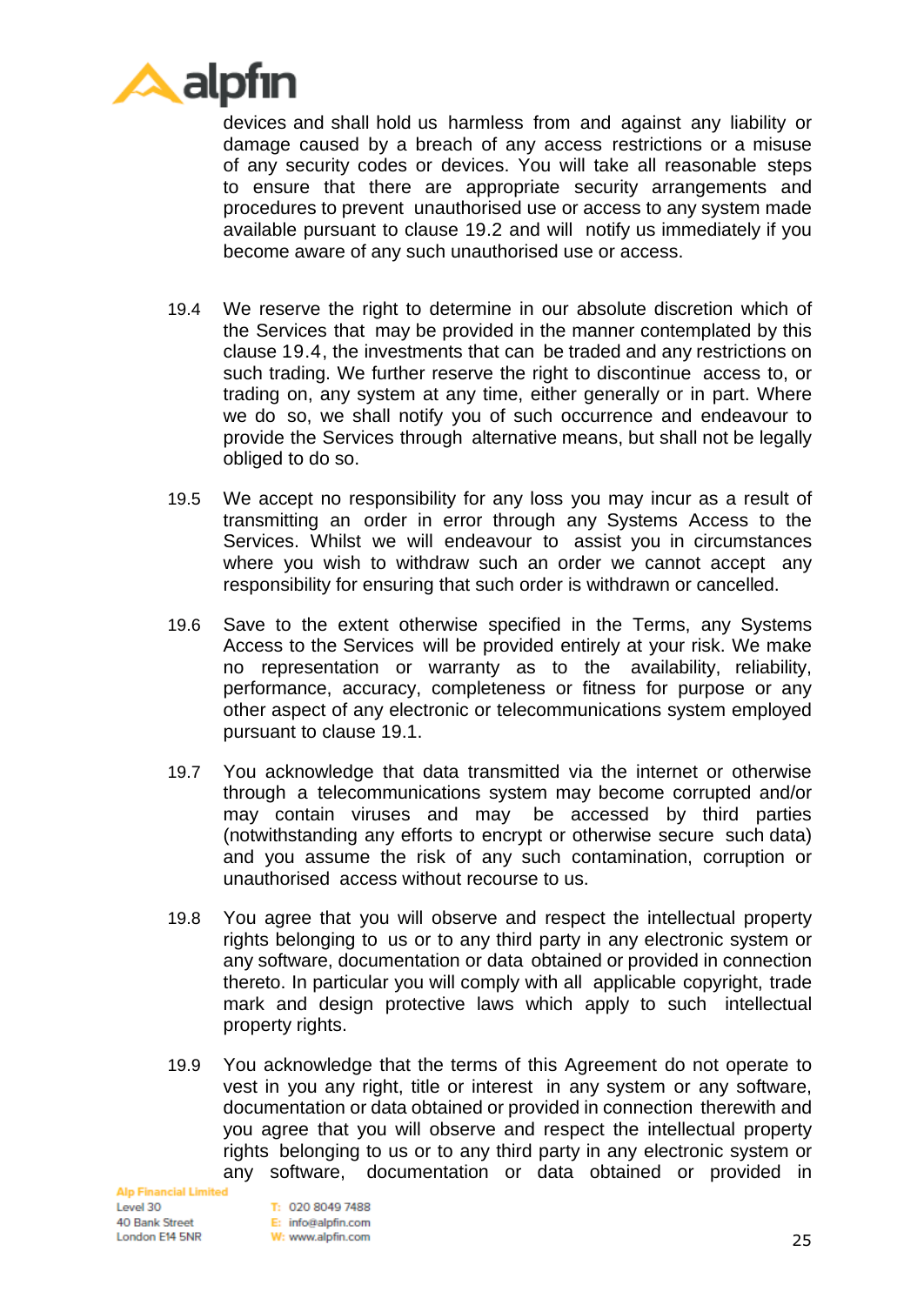devices and shall hold us harmless from and against any liability or damage caused by a breach of any access restrictions or a misuse of any security codes or devices. You will take all reasonable steps to ensure that there are appropriate security arrangements and procedures to prevent unauthorised use or access to any system made available pursuant to clause 19.2 and will notify us immediately if you become aware of any such unauthorised use or access.

19.4 We reserve the right to determine in our absolute discretion which of the Services that may be provided in the manner contemplated by this clause 19.4, the investments that can be traded and any restrictions on such trading. We further reserve the right to discontinue access to, or trading on, any system at any time, either generally or in part. Where we do so, we shall notify you of such occurrence and endeavour to provide the Services through alternative means, but shall not be legally obliged to do so.

19.5 We accept no responsibility for any loss you may incur as a result of transmitting an order in error through any Systems Access to the Services. Whilst we will endeavour to assist you in circumstances where you wish to withdraw such an order we cannot accept any responsibility for ensuring that such order is withdrawn or cancelled.

19.6 Save to the extent otherwise specified in the Terms, any Systems Access to the Services will be provided entirely at your risk. We make no representation or warranty as to the availability, reliability, performance, accuracy, completeness or fitness for purpose or any other aspect of any electronic or telecommunications system employed pursuant to clause 19.1.

19.7 You acknowledge that data transmitted via the internet or otherwise through a telecommunications system may become corrupted and/or may contain viruses and may be accessed by third parties (notwithstanding any efforts to encrypt or otherwise secure such data) and you assume the risk of any such contamination, corruption or unauthorised access without recourse to us.

19.8 You agree that you will observe and respect the intellectual property rights belonging to us or to any third party in any electronic system or any software, documentation or data obtained or provided in connection thereto. In particular you will comply with all applicable copyright, trade mark and design protective laws which apply to such intellectual property rights.

19.9 You acknowledge that the terms of this Agreement do not operate to vest in you any right, title or interest in any system or any software, documentation or data obtained or provided in connection therewith and you agree that you will observe and respect the intellectual property rights belonging to us or to any third party in any electronic system or any software, documentation or data obtained or provided in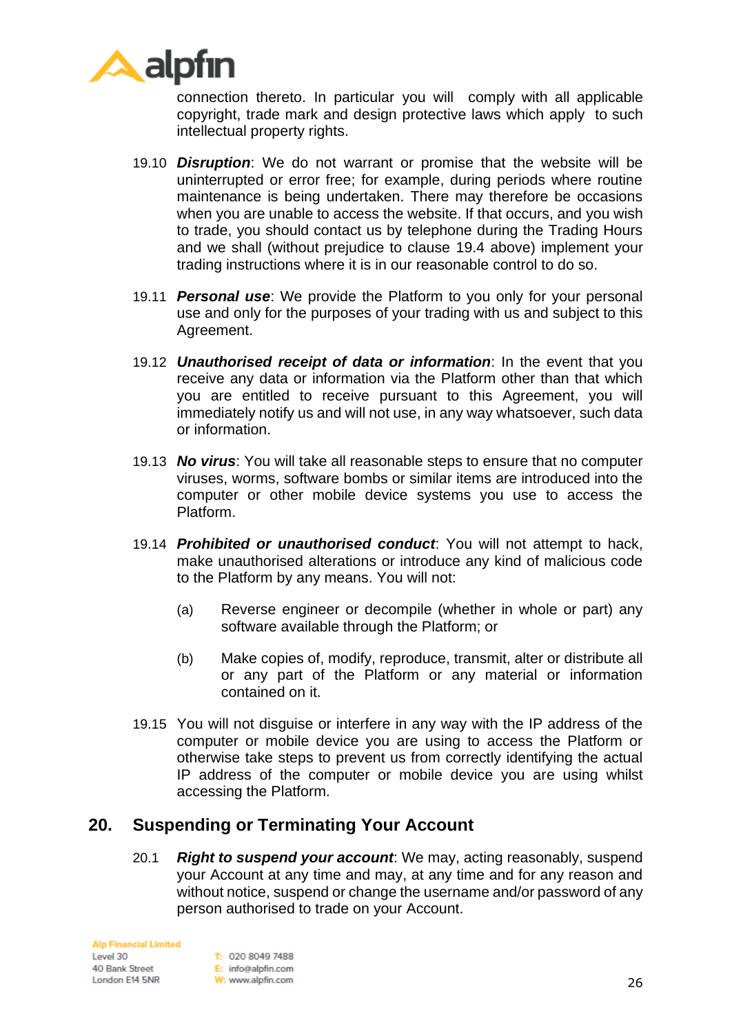connection thereto. In particular you will comply with all applicable copyright, trade mark and design protective laws which apply to such intellectual property rights.

19.10 ***Disruption***: We do not warrant or promise that the website will be uninterrupted or error free; for example, during periods where routine maintenance is being undertaken. There may therefore be occasions when you are unable to access the website. If that occurs, and you wish to trade, you should contact us by telephone during the Trading Hours and we shall (without prejudice to clause 19.4 above) implement your trading instructions where it is in our reasonable control to do so.

19.11 ***Personal use***: We provide the Platform to you only for your personal use and only for the purposes of your trading with us and subject to this Agreement.

19.12 ***Unauthorised receipt of data or information***: In the event that you receive any data or information via the Platform other than that which you are entitled to receive pursuant to this Agreement, you will immediately notify us and will not use, in any way whatsoever, such data or information.

19.13 ***No virus***: You will take all reasonable steps to ensure that no computer viruses, worms, software bombs or similar items are introduced into the computer or other mobile device systems you use to access the Platform.

19.14 ***Prohibited or unauthorised conduct***: You will not attempt to hack, make unauthorised alterations or introduce any kind of malicious code to the Platform by any means. You will not:

(a) Reverse engineer or decompile (whether in whole or part) any software available through the Platform; or

(b) Make copies of, modify, reproduce, transmit, alter or distribute all or any part of the Platform or any material or information contained on it.

19.15 You will not disguise or interfere in any way with the IP address of the computer or mobile device you are using to access the Platform or otherwise take steps to prevent us from correctly identifying the actual IP address of the computer or mobile device you are using whilst accessing the Platform.

## 20. Suspending or Terminating Your Account

20.1 ***Right to suspend your account***: We may, acting reasonably, suspend your Account at any time and may, at any time and for any reason and without notice, suspend or change the username and/or password of any person authorised to trade on your Account.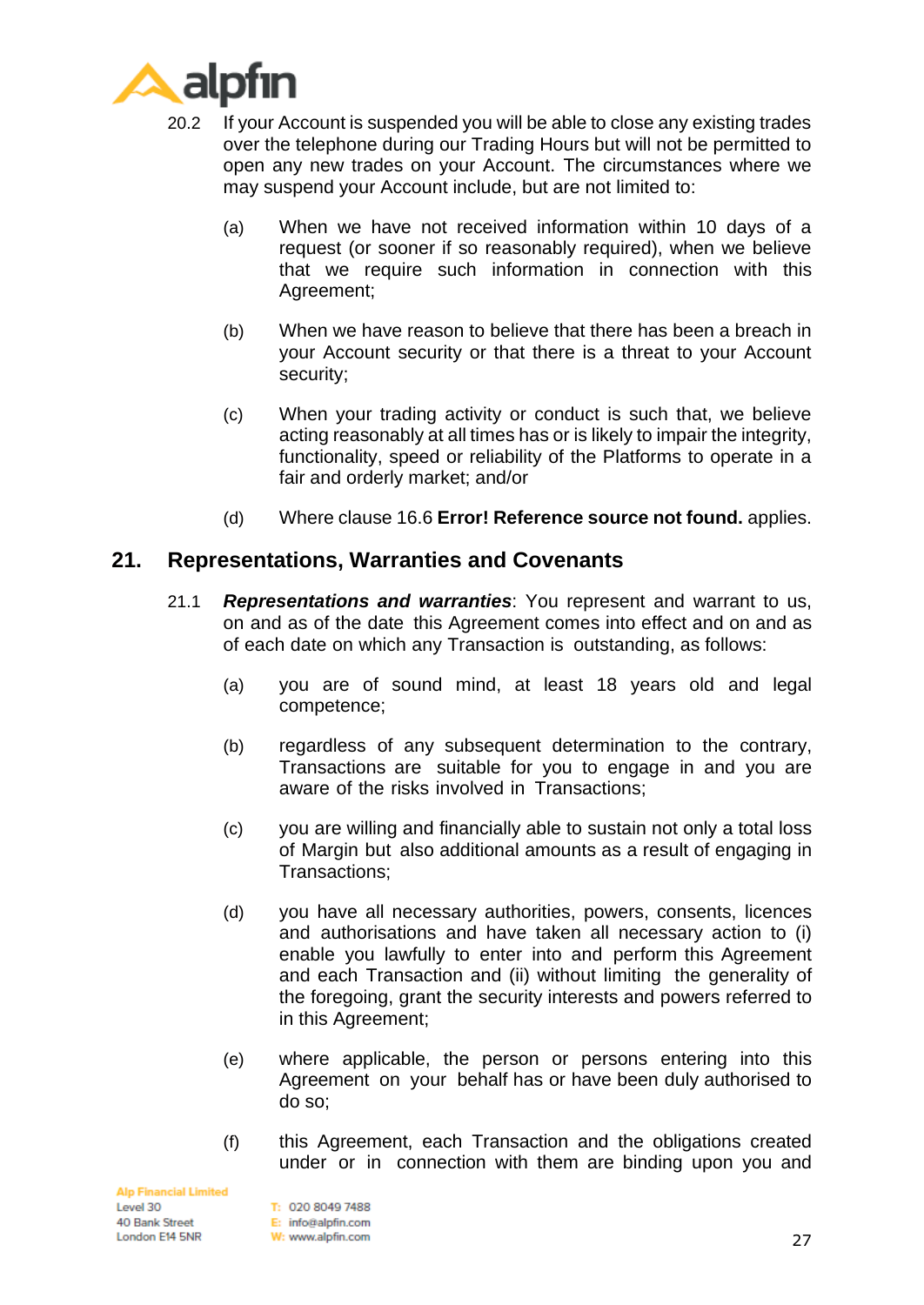20.2 If your Account is suspended you will be able to close any existing trades over the telephone during our Trading Hours but will not be permitted to open any new trades on your Account. The circumstances where we may suspend your Account include, but are not limited to:

(a) When we have not received information within 10 days of a request (or sooner if so reasonably required), when we believe that we require such information in connection with this Agreement;

(b) When we have reason to believe that there has been a breach in your Account security or that there is a threat to your Account security;

(c) When your trading activity or conduct is such that, we believe acting reasonably at all times has or is likely to impair the integrity, functionality, speed or reliability of the Platforms to operate in a fair and orderly market; and/or

(d) Where clause 16.6 **Error! Reference source not found.** applies.

## 21. Representations, Warranties and Covenants

21.1 ***Representations and warranties***: You represent and warrant to us, on and as of the date this Agreement comes into effect and on and as of each date on which any Transaction is outstanding, as follows:

(a) you are of sound mind, at least 18 years old and legal competence;

(b) regardless of any subsequent determination to the contrary, Transactions are suitable for you to engage in and you are aware of the risks involved in Transactions;

(c) you are willing and financially able to sustain not only a total loss of Margin but also additional amounts as a result of engaging in Transactions;

(d) you have all necessary authorities, powers, consents, licences and authorisations and have taken all necessary action to (i) enable you lawfully to enter into and perform this Agreement and each Transaction and (ii) without limiting the generality of the foregoing, grant the security interests and powers referred to in this Agreement;

(e) where applicable, the person or persons entering into this Agreement on your behalf has or have been duly authorised to do so;

(f) this Agreement, each Transaction and the obligations created under or in connection with them are binding upon you and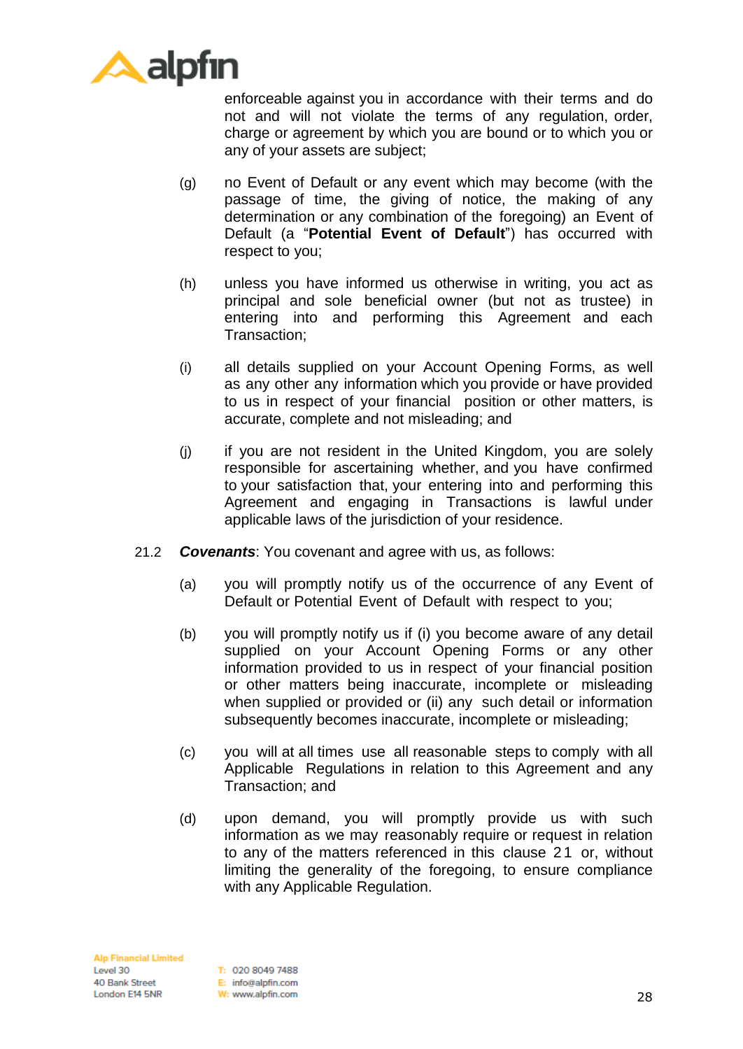enforceable against you in accordance with their terms and do not and will not violate the terms of any regulation, order, charge or agreement by which you are bound or to which you or any of your assets are subject;

(g) no Event of Default or any event which may become (with the passage of time, the giving of notice, the making of any determination or any combination of the foregoing) an Event of Default (a "**Potential Event of Default**") has occurred with respect to you;

(h) unless you have informed us otherwise in writing, you act as principal and sole beneficial owner (but not as trustee) in entering into and performing this Agreement and each Transaction;

(i) all details supplied on your Account Opening Forms, as well as any other any information which you provide or have provided to us in respect of your financial position or other matters, is accurate, complete and not misleading; and

(j) if you are not resident in the United Kingdom, you are solely responsible for ascertaining whether, and you have confirmed to your satisfaction that, your entering into and performing this Agreement and engaging in Transactions is lawful under applicable laws of the jurisdiction of your residence.

21.2 ***Covenants***: You covenant and agree with us, as follows:

(a) you will promptly notify us of the occurrence of any Event of Default or Potential Event of Default with respect to you;

(b) you will promptly notify us if (i) you become aware of any detail supplied on your Account Opening Forms or any other information provided to us in respect of your financial position or other matters being inaccurate, incomplete or misleading when supplied or provided or (ii) any such detail or information subsequently becomes inaccurate, incomplete or misleading;

(c) you will at all times use all reasonable steps to comply with all Applicable Regulations in relation to this Agreement and any Transaction; and

(d) upon demand, you will promptly provide us with such information as we may reasonably require or request in relation to any of the matters referenced in this clause 21 or, without limiting the generality of the foregoing, to ensure compliance with any Applicable Regulation.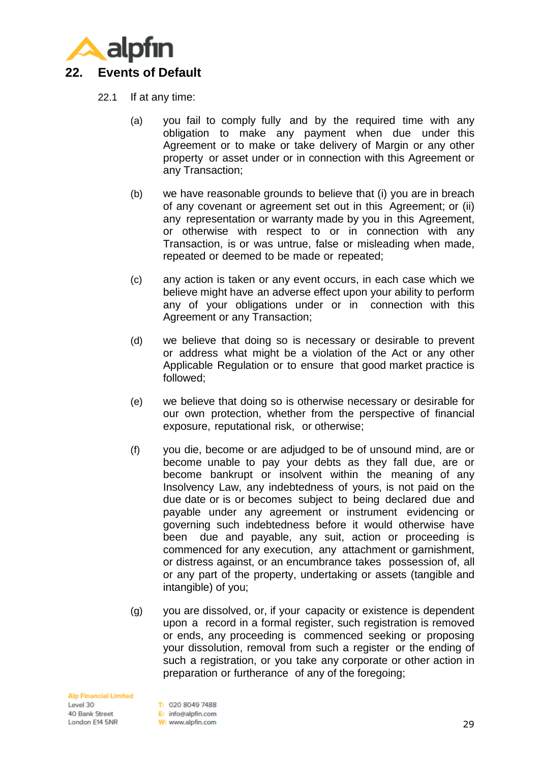## 22. Events of Default

22.1 If at any time:

(a) you fail to comply fully and by the required time with any obligation to make any payment when due under this Agreement or to make or take delivery of Margin or any other property or asset under or in connection with this Agreement or any Transaction;

(b) we have reasonable grounds to believe that (i) you are in breach of any covenant or agreement set out in this Agreement; or (ii) any representation or warranty made by you in this Agreement, or otherwise with respect to or in connection with any Transaction, is or was untrue, false or misleading when made, repeated or deemed to be made or repeated;

(c) any action is taken or any event occurs, in each case which we believe might have an adverse effect upon your ability to perform any of your obligations under or in connection with this Agreement or any Transaction;

(d) we believe that doing so is necessary or desirable to prevent or address what might be a violation of the Act or any other Applicable Regulation or to ensure that good market practice is followed;

(e) we believe that doing so is otherwise necessary or desirable for our own protection, whether from the perspective of financial exposure, reputational risk, or otherwise;

(f) you die, become or are adjudged to be of unsound mind, are or become unable to pay your debts as they fall due, are or become bankrupt or insolvent within the meaning of any Insolvency Law, any indebtedness of yours, is not paid on the due date or is or becomes subject to being declared due and payable under any agreement or instrument evidencing or governing such indebtedness before it would otherwise have been due and payable, any suit, action or proceeding is commenced for any execution, any attachment or garnishment, or distress against, or an encumbrance takes possession of, all or any part of the property, undertaking or assets (tangible and intangible) of you;

(g) you are dissolved, or, if your capacity or existence is dependent upon a record in a formal register, such registration is removed or ends, any proceeding is commenced seeking or proposing your dissolution, removal from such a register or the ending of such a registration, or you take any corporate or other action in preparation or furtherance of any of the foregoing;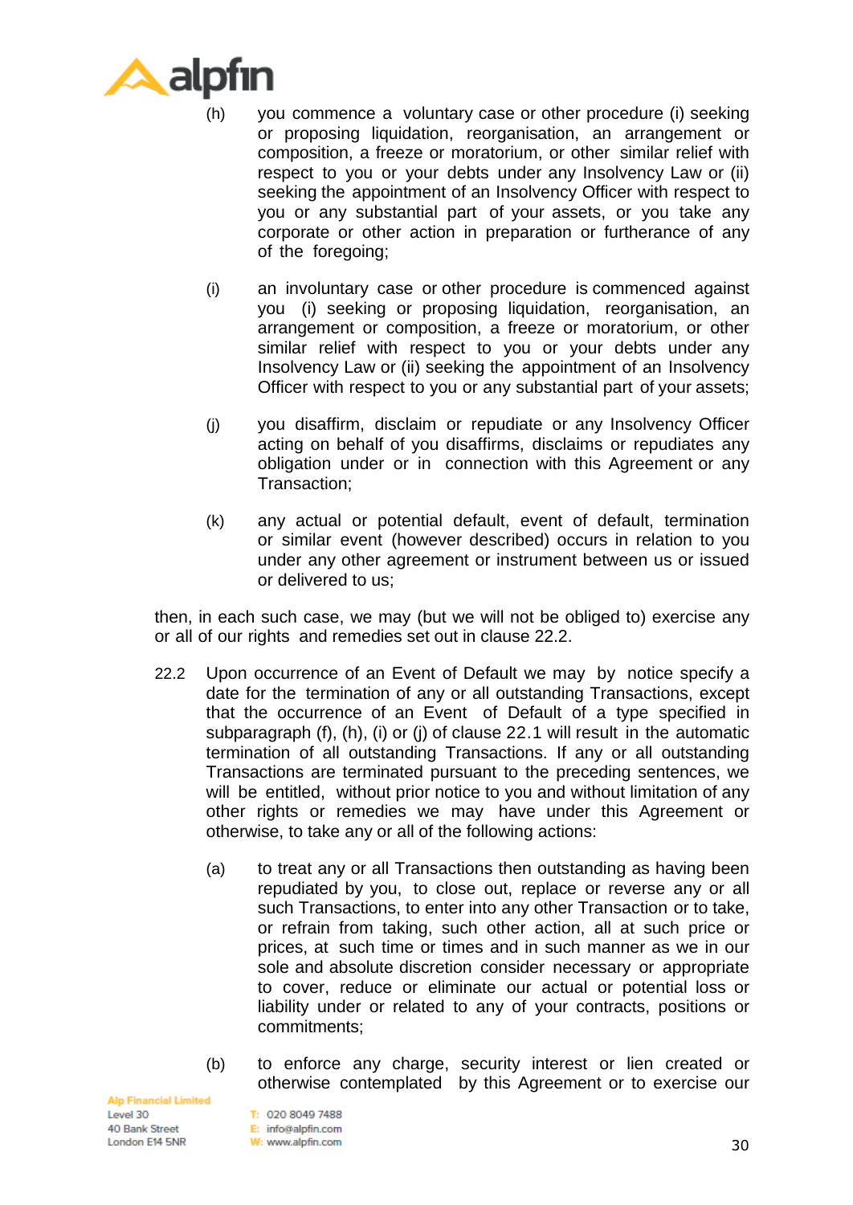(h) you commence a voluntary case or other procedure (i) seeking or proposing liquidation, reorganisation, an arrangement or composition, a freeze or moratorium, or other similar relief with respect to you or your debts under any Insolvency Law or (ii) seeking the appointment of an Insolvency Officer with respect to you or any substantial part of your assets, or you take any corporate or other action in preparation or furtherance of any of the foregoing;

(i) an involuntary case or other procedure is commenced against you (i) seeking or proposing liquidation, reorganisation, an arrangement or composition, a freeze or moratorium, or other similar relief with respect to you or your debts under any Insolvency Law or (ii) seeking the appointment of an Insolvency Officer with respect to you or any substantial part of your assets;

(j) you disaffirm, disclaim or repudiate or any Insolvency Officer acting on behalf of you disaffirms, disclaims or repudiates any obligation under or in connection with this Agreement or any Transaction;

(k) any actual or potential default, event of default, termination or similar event (however described) occurs in relation to you under any other agreement or instrument between us or issued or delivered to us;

then, in each such case, we may (but we will not be obliged to) exercise any or all of our rights and remedies set out in clause 22.2.

22.2 Upon occurrence of an Event of Default we may by notice specify a date for the termination of any or all outstanding Transactions, except that the occurrence of an Event of Default of a type specified in subparagraph (f), (h), (i) or (j) of clause 22.1 will result in the automatic termination of all outstanding Transactions. If any or all outstanding Transactions are terminated pursuant to the preceding sentences, we will be entitled, without prior notice to you and without limitation of any other rights or remedies we may have under this Agreement or otherwise, to take any or all of the following actions:

(a) to treat any or all Transactions then outstanding as having been repudiated by you, to close out, replace or reverse any or all such Transactions, to enter into any other Transaction or to take, or refrain from taking, such other action, all at such price or prices, at such time or times and in such manner as we in our sole and absolute discretion consider necessary or appropriate to cover, reduce or eliminate our actual or potential loss or liability under or related to any of your contracts, positions or commitments;

(b) to enforce any charge, security interest or lien created or otherwise contemplated by this Agreement or to exercise our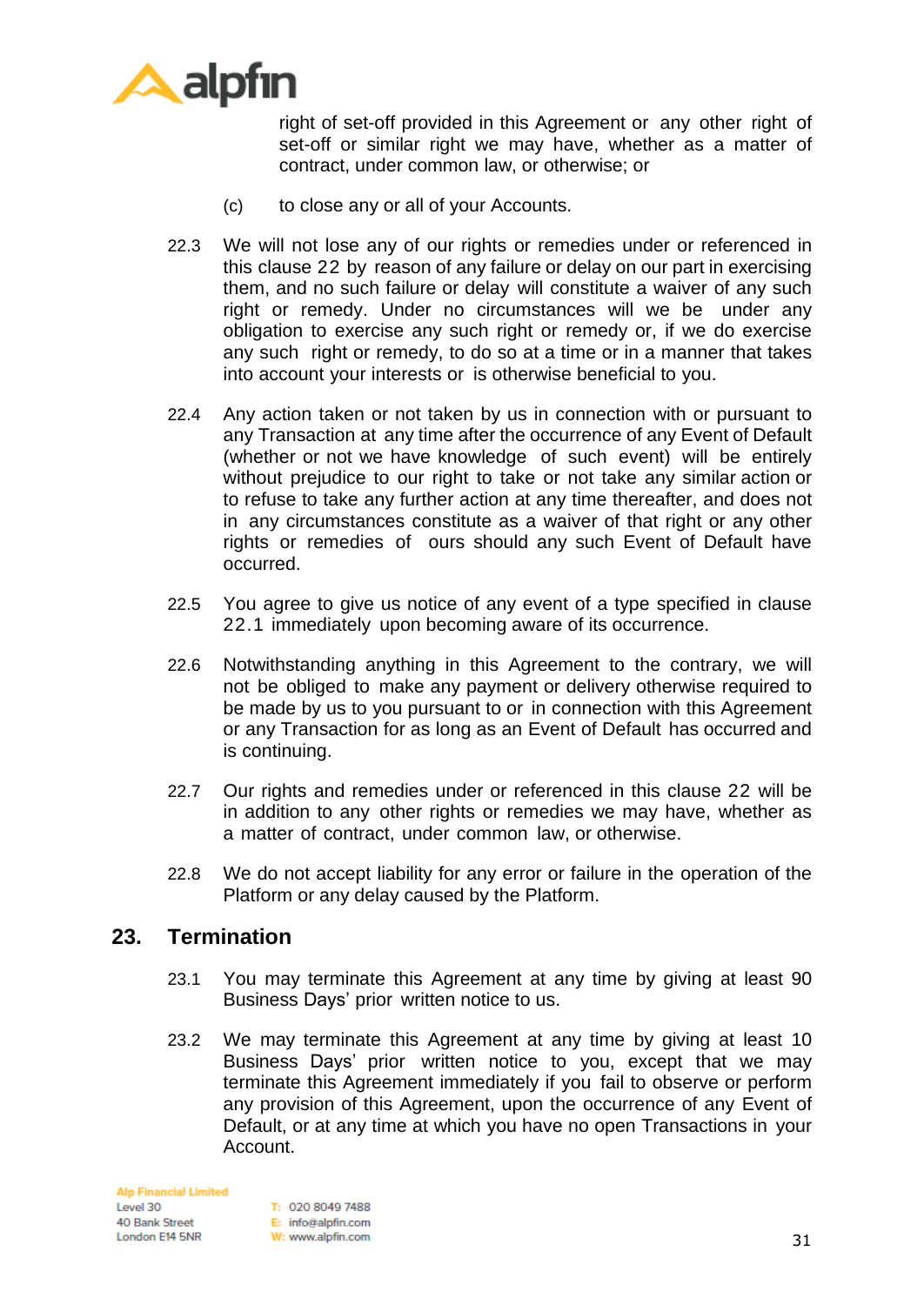right of set-off provided in this Agreement or any other right of set-off or similar right we may have, whether as a matter of contract, under common law, or otherwise; or

(c) to close any or all of your Accounts.

22.3 We will not lose any of our rights or remedies under or referenced in this clause 22 by reason of any failure or delay on our part in exercising them, and no such failure or delay will constitute a waiver of any such right or remedy. Under no circumstances will we be under any obligation to exercise any such right or remedy or, if we do exercise any such right or remedy, to do so at a time or in a manner that takes into account your interests or is otherwise beneficial to you.

22.4 Any action taken or not taken by us in connection with or pursuant to any Transaction at any time after the occurrence of any Event of Default (whether or not we have knowledge of such event) will be entirely without prejudice to our right to take or not take any similar action or to refuse to take any further action at any time thereafter, and does not in any circumstances constitute as a waiver of that right or any other rights or remedies of ours should any such Event of Default have occurred.

22.5 You agree to give us notice of any event of a type specified in clause 22.1 immediately upon becoming aware of its occurrence.

22.6 Notwithstanding anything in this Agreement to the contrary, we will not be obliged to make any payment or delivery otherwise required to be made by us to you pursuant to or in connection with this Agreement or any Transaction for as long as an Event of Default has occurred and is continuing.

22.7 Our rights and remedies under or referenced in this clause 22 will be in addition to any other rights or remedies we may have, whether as a matter of contract, under common law, or otherwise.

22.8 We do not accept liability for any error or failure in the operation of the Platform or any delay caused by the Platform.

## 23. Termination

23.1 You may terminate this Agreement at any time by giving at least 90 Business Days' prior written notice to us.

23.2 We may terminate this Agreement at any time by giving at least 10 Business Days' prior written notice to you, except that we may terminate this Agreement immediately if you fail to observe or perform any provision of this Agreement, upon the occurrence of any Event of Default, or at any time at which you have no open Transactions in your Account.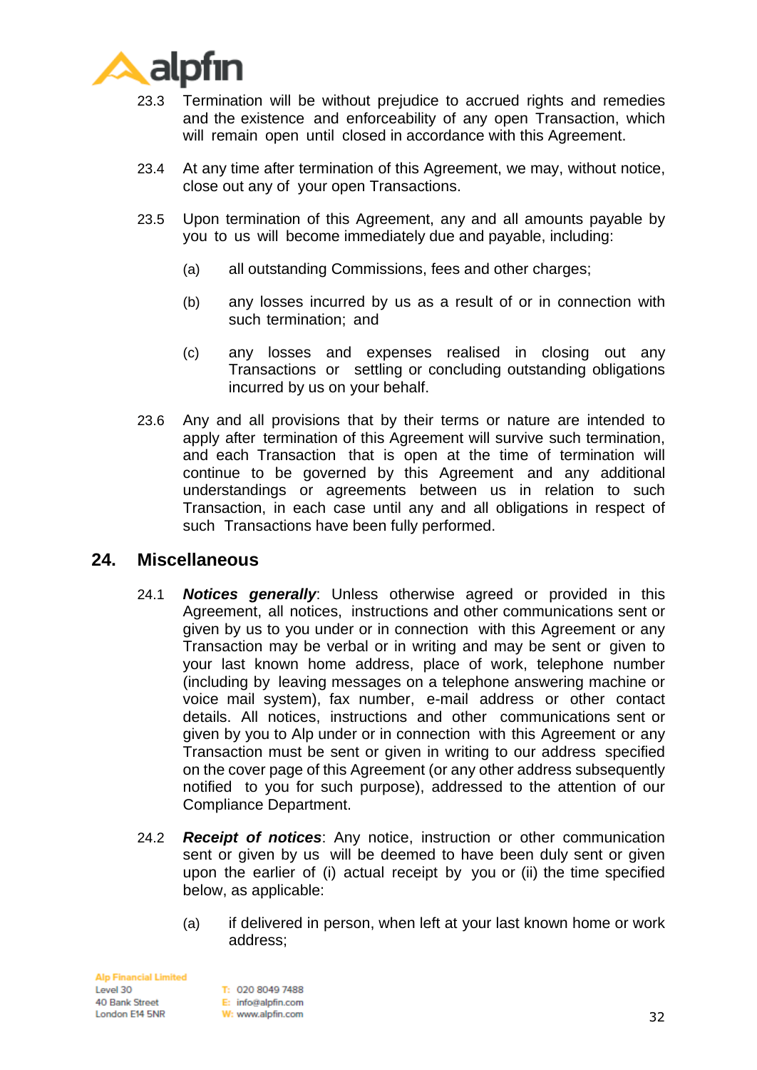23.3 Termination will be without prejudice to accrued rights and remedies and the existence and enforceability of any open Transaction, which will remain open until closed in accordance with this Agreement.

23.4 At any time after termination of this Agreement, we may, without notice, close out any of your open Transactions.

23.5 Upon termination of this Agreement, any and all amounts payable by you to us will become immediately due and payable, including:

(a) all outstanding Commissions, fees and other charges;

(b) any losses incurred by us as a result of or in connection with such termination; and

(c) any losses and expenses realised in closing out any Transactions or settling or concluding outstanding obligations incurred by us on your behalf.

23.6 Any and all provisions that by their terms or nature are intended to apply after termination of this Agreement will survive such termination, and each Transaction that is open at the time of termination will continue to be governed by this Agreement and any additional understandings or agreements between us in relation to such Transaction, in each case until any and all obligations in respect of such Transactions have been fully performed.

## 24. Miscellaneous

24.1 ***Notices generally***: Unless otherwise agreed or provided in this Agreement, all notices, instructions and other communications sent or given by us to you under or in connection with this Agreement or any Transaction may be verbal or in writing and may be sent or given to your last known home address, place of work, telephone number (including by leaving messages on a telephone answering machine or voice mail system), fax number, e-mail address or other contact details. All notices, instructions and other communications sent or given by you to Alp under or in connection with this Agreement or any Transaction must be sent or given in writing to our address specified on the cover page of this Agreement (or any other address subsequently notified to you for such purpose), addressed to the attention of our Compliance Department.

24.2 ***Receipt of notices***: Any notice, instruction or other communication sent or given by us will be deemed to have been duly sent or given upon the earlier of (i) actual receipt by you or (ii) the time specified below, as applicable:

(a) if delivered in person, when left at your last known home or work address;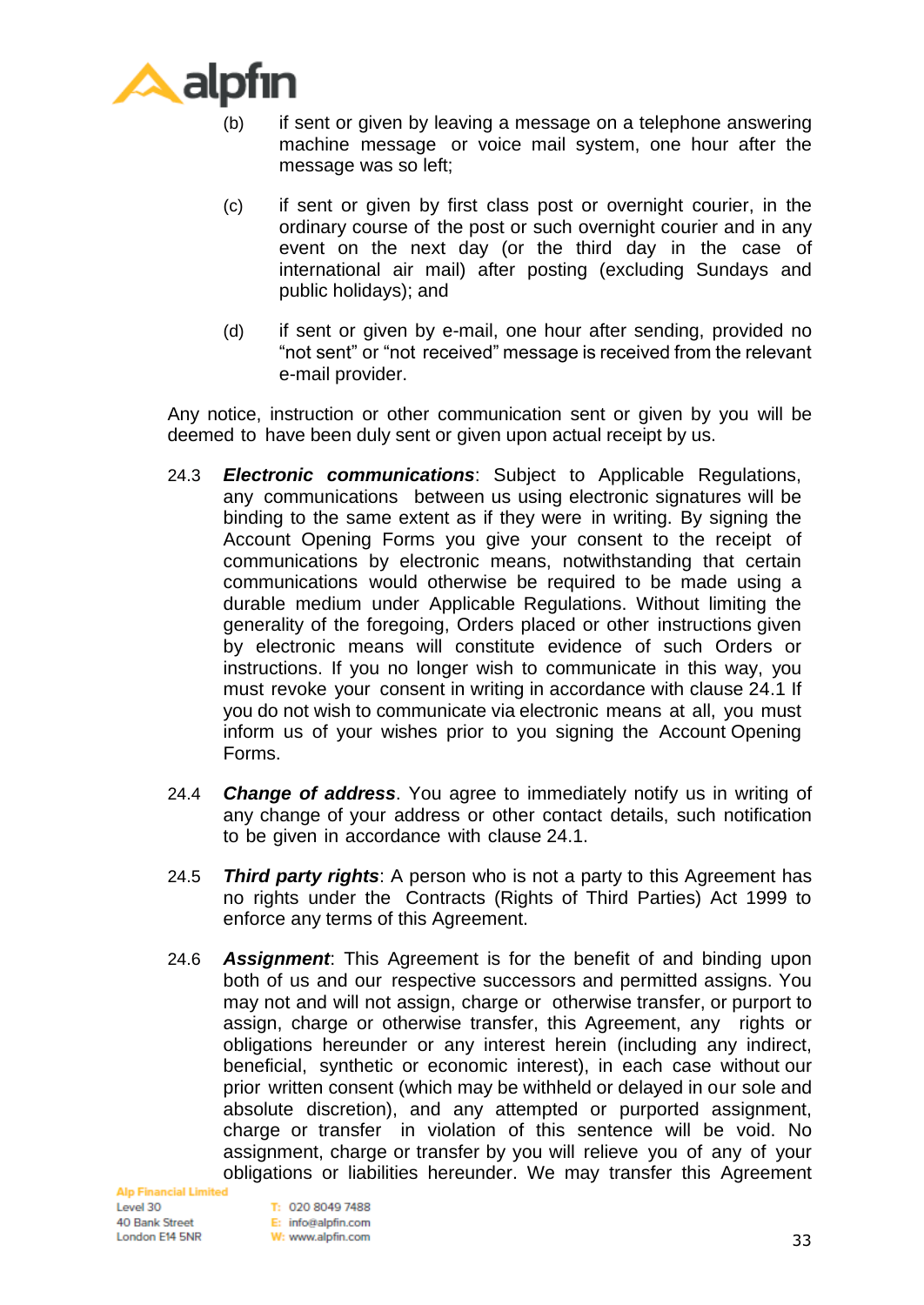(b) if sent or given by leaving a message on a telephone answering machine message or voice mail system, one hour after the message was so left;

(c) if sent or given by first class post or overnight courier, in the ordinary course of the post or such overnight courier and in any event on the next day (or the third day in the case of international air mail) after posting (excluding Sundays and public holidays); and

(d) if sent or given by e-mail, one hour after sending, provided no "not sent" or "not received" message is received from the relevant e-mail provider.

Any notice, instruction or other communication sent or given by you will be deemed to have been duly sent or given upon actual receipt by us.

24.3 ***Electronic communications***: Subject to Applicable Regulations, any communications between us using electronic signatures will be binding to the same extent as if they were in writing. By signing the Account Opening Forms you give your consent to the receipt of communications by electronic means, notwithstanding that certain communications would otherwise be required to be made using a durable medium under Applicable Regulations. Without limiting the generality of the foregoing, Orders placed or other instructions given by electronic means will constitute evidence of such Orders or instructions. If you no longer wish to communicate in this way, you must revoke your consent in writing in accordance with clause 24.1 If you do not wish to communicate via electronic means at all, you must inform us of your wishes prior to you signing the Account Opening Forms.

24.4 ***Change of address***. You agree to immediately notify us in writing of any change of your address or other contact details, such notification to be given in accordance with clause 24.1.

24.5 ***Third party rights***: A person who is not a party to this Agreement has no rights under the Contracts (Rights of Third Parties) Act 1999 to enforce any terms of this Agreement.

24.6 ***Assignment***: This Agreement is for the benefit of and binding upon both of us and our respective successors and permitted assigns. You may not and will not assign, charge or otherwise transfer, or purport to assign, charge or otherwise transfer, this Agreement, any rights or obligations hereunder or any interest herein (including any indirect, beneficial, synthetic or economic interest), in each case without our prior written consent (which may be withheld or delayed in our sole and absolute discretion), and any attempted or purported assignment, charge or transfer in violation of this sentence will be void. No assignment, charge or transfer by you will relieve you of any of your obligations or liabilities hereunder. We may transfer this Agreement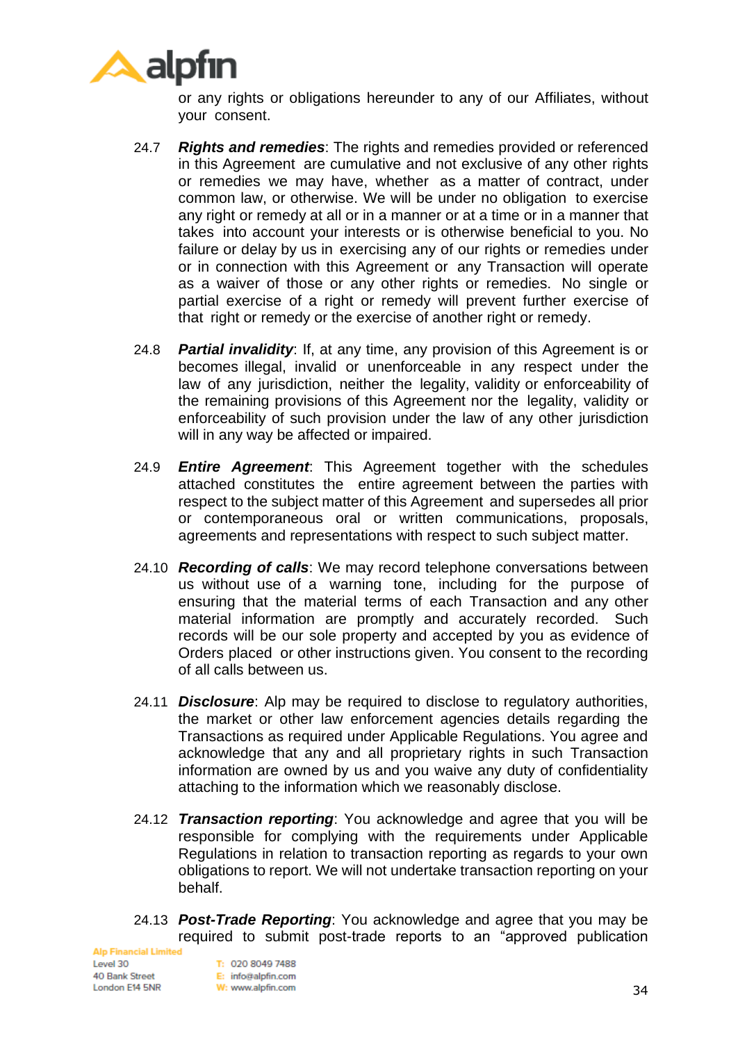or any rights or obligations hereunder to any of our Affiliates, without your consent.

24.7 ***Rights and remedies***: The rights and remedies provided or referenced in this Agreement are cumulative and not exclusive of any other rights or remedies we may have, whether as a matter of contract, under common law, or otherwise. We will be under no obligation to exercise any right or remedy at all or in a manner or at a time or in a manner that takes into account your interests or is otherwise beneficial to you. No failure or delay by us in exercising any of our rights or remedies under or in connection with this Agreement or any Transaction will operate as a waiver of those or any other rights or remedies. No single or partial exercise of a right or remedy will prevent further exercise of that right or remedy or the exercise of another right or remedy.

24.8 ***Partial invalidity***: If, at any time, any provision of this Agreement is or becomes illegal, invalid or unenforceable in any respect under the law of any jurisdiction, neither the legality, validity or enforceability of the remaining provisions of this Agreement nor the legality, validity or enforceability of such provision under the law of any other jurisdiction will in any way be affected or impaired.

24.9 ***Entire Agreement***: This Agreement together with the schedules attached constitutes the entire agreement between the parties with respect to the subject matter of this Agreement and supersedes all prior or contemporaneous oral or written communications, proposals, agreements and representations with respect to such subject matter.

24.10 ***Recording of calls***: We may record telephone conversations between us without use of a warning tone, including for the purpose of ensuring that the material terms of each Transaction and any other material information are promptly and accurately recorded. Such records will be our sole property and accepted by you as evidence of Orders placed or other instructions given. You consent to the recording of all calls between us.

24.11 ***Disclosure***: Alp may be required to disclose to regulatory authorities, the market or other law enforcement agencies details regarding the Transactions as required under Applicable Regulations. You agree and acknowledge that any and all proprietary rights in such Transaction information are owned by us and you waive any duty of confidentiality attaching to the information which we reasonably disclose.

24.12 ***Transaction reporting***: You acknowledge and agree that you will be responsible for complying with the requirements under Applicable Regulations in relation to transaction reporting as regards to your own obligations to report. We will not undertake transaction reporting on your behalf.

24.13 ***Post-Trade Reporting***: You acknowledge and agree that you may be required to submit post-trade reports to an "approved publication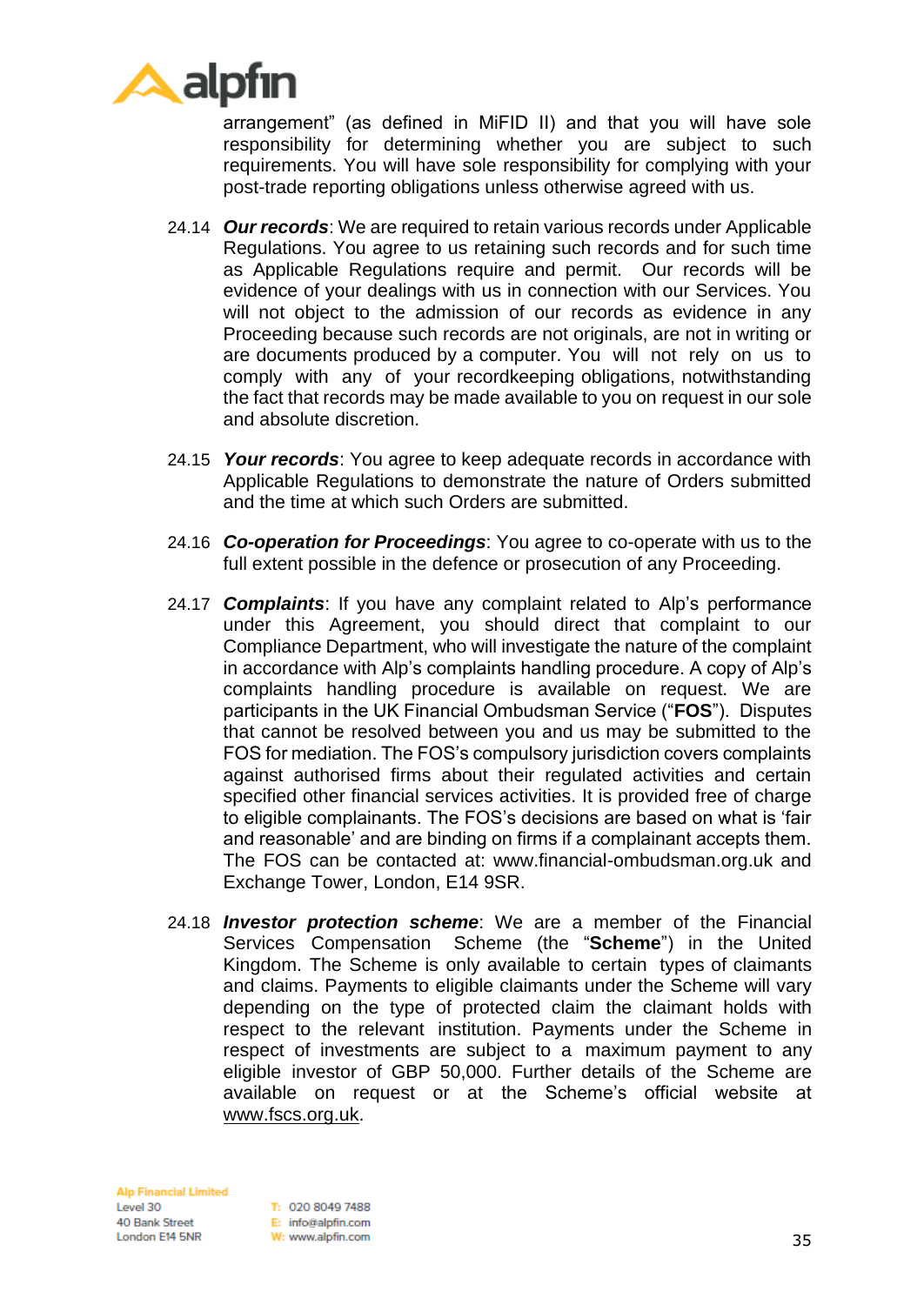arrangement" (as defined in MiFID II) and that you will have sole responsibility for determining whether you are subject to such requirements. You will have sole responsibility for complying with your post-trade reporting obligations unless otherwise agreed with us.

24.14 ***Our records***: We are required to retain various records under Applicable Regulations. You agree to us retaining such records and for such time as Applicable Regulations require and permit. Our records will be evidence of your dealings with us in connection with our Services. You will not object to the admission of our records as evidence in any Proceeding because such records are not originals, are not in writing or are documents produced by a computer. You will not rely on us to comply with any of your recordkeeping obligations, notwithstanding the fact that records may be made available to you on request in our sole and absolute discretion.

24.15 ***Your records***: You agree to keep adequate records in accordance with Applicable Regulations to demonstrate the nature of Orders submitted and the time at which such Orders are submitted.

24.16 ***Co-operation for Proceedings***: You agree to co-operate with us to the full extent possible in the defence or prosecution of any Proceeding.

24.17 ***Complaints***: If you have any complaint related to Alp's performance under this Agreement, you should direct that complaint to our Compliance Department, who will investigate the nature of the complaint in accordance with Alp's complaints handling procedure. A copy of Alp's complaints handling procedure is available on request. We are participants in the UK Financial Ombudsman Service ("**FOS**"). Disputes that cannot be resolved between you and us may be submitted to the FOS for mediation. The FOS's compulsory jurisdiction covers complaints against authorised firms about their regulated activities and certain specified other financial services activities. It is provided free of charge to eligible complainants. The FOS's decisions are based on what is 'fair and reasonable' and are binding on firms if a complainant accepts them. The FOS can be contacted at: www.financial-ombudsman.org.uk and Exchange Tower, London, E14 9SR.

24.18 ***Investor protection scheme***: We are a member of the Financial Services Compensation Scheme (the "**Scheme**") in the United Kingdom. The Scheme is only available to certain types of claimants and claims. Payments to eligible claimants under the Scheme will vary depending on the type of protected claim the claimant holds with respect to the relevant institution. Payments under the Scheme in respect of investments are subject to a maximum payment to any eligible investor of GBP 50,000. Further details of the Scheme are available on request or at the Scheme's official website at www.fscs.org.uk.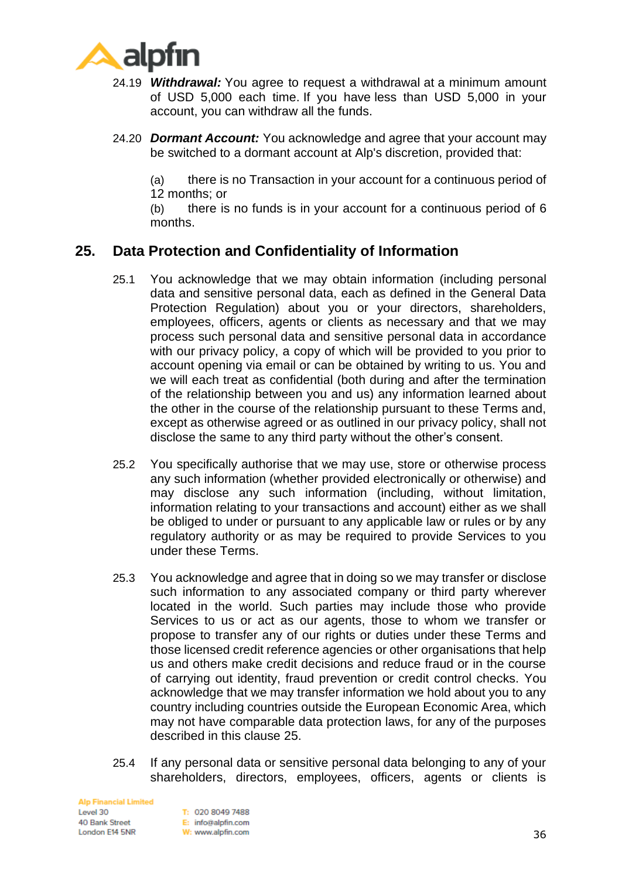24.19 ***Withdrawal:*** You agree to request a withdrawal at a minimum amount of USD 5,000 each time. If you have less than USD 5,000 in your account, you can withdraw all the funds.

24.20 ***Dormant Account:*** You acknowledge and agree that your account may be switched to a dormant account at Alp's discretion, provided that:

(a) there is no Transaction in your account for a continuous period of 12 months; or

(b) there is no funds is in your account for a continuous period of 6 months.

## 25. Data Protection and Confidentiality of Information

25.1 You acknowledge that we may obtain information (including personal data and sensitive personal data, each as defined in the General Data Protection Regulation) about you or your directors, shareholders, employees, officers, agents or clients as necessary and that we may process such personal data and sensitive personal data in accordance with our privacy policy, a copy of which will be provided to you prior to account opening via email or can be obtained by writing to us. You and we will each treat as confidential (both during and after the termination of the relationship between you and us) any information learned about the other in the course of the relationship pursuant to these Terms and, except as otherwise agreed or as outlined in our privacy policy, shall not disclose the same to any third party without the other's consent.

25.2 You specifically authorise that we may use, store or otherwise process any such information (whether provided electronically or otherwise) and may disclose any such information (including, without limitation, information relating to your transactions and account) either as we shall be obliged to under or pursuant to any applicable law or rules or by any regulatory authority or as may be required to provide Services to you under these Terms.

25.3 You acknowledge and agree that in doing so we may transfer or disclose such information to any associated company or third party wherever located in the world. Such parties may include those who provide Services to us or act as our agents, those to whom we transfer or propose to transfer any of our rights or duties under these Terms and those licensed credit reference agencies or other organisations that help us and others make credit decisions and reduce fraud or in the course of carrying out identity, fraud prevention or credit control checks. You acknowledge that we may transfer information we hold about you to any country including countries outside the European Economic Area, which may not have comparable data protection laws, for any of the purposes described in this clause 25.

25.4 If any personal data or sensitive personal data belonging to any of your shareholders, directors, employees, officers, agents or clients is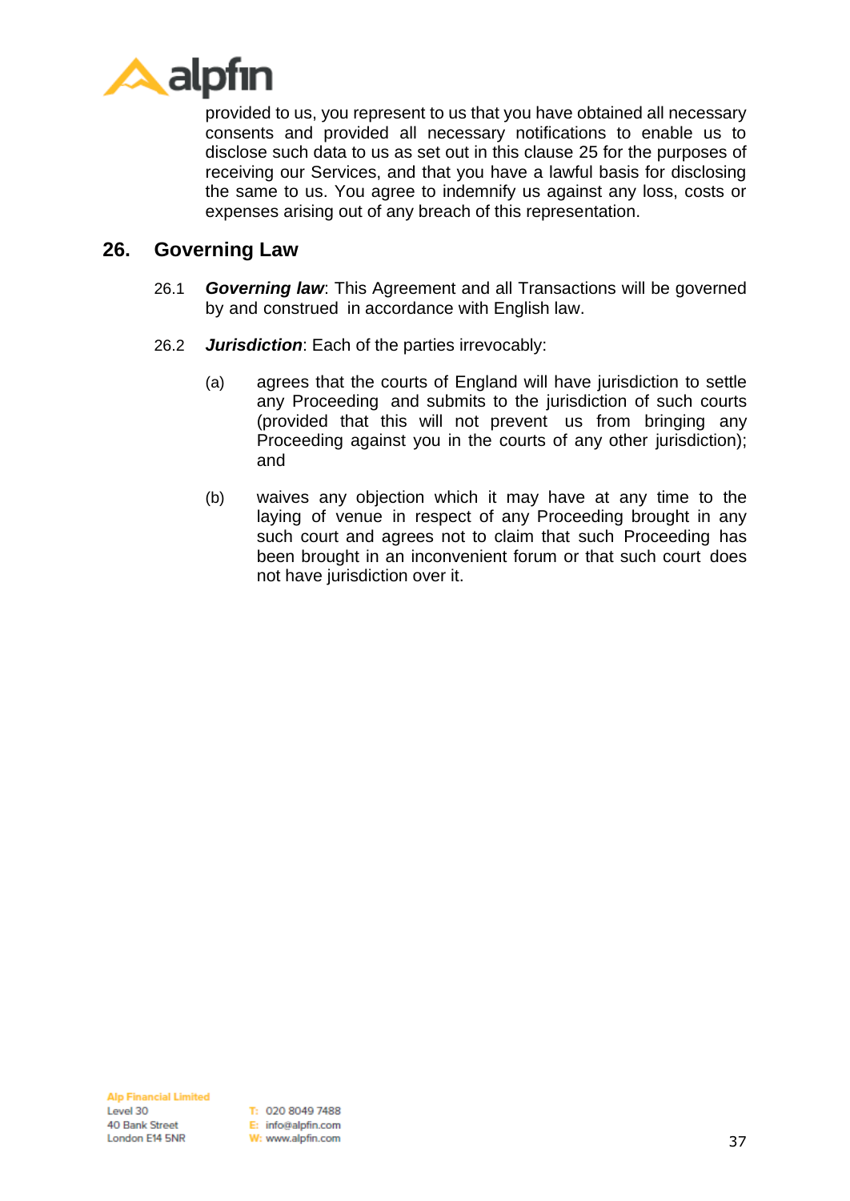provided to us, you represent to us that you have obtained all necessary consents and provided all necessary notifications to enable us to disclose such data to us as set out in this clause 25 for the purposes of receiving our Services, and that you have a lawful basis for disclosing the same to us. You agree to indemnify us against any loss, costs or expenses arising out of any breach of this representation.

## 26. Governing Law

26.1 ***Governing law***: This Agreement and all Transactions will be governed by and construed in accordance with English law.

26.2 ***Jurisdiction***: Each of the parties irrevocably:

(a) agrees that the courts of England will have jurisdiction to settle any Proceeding and submits to the jurisdiction of such courts (provided that this will not prevent us from bringing any Proceeding against you in the courts of any other jurisdiction); and

(b) waives any objection which it may have at any time to the laying of venue in respect of any Proceeding brought in any such court and agrees not to claim that such Proceeding has been brought in an inconvenient forum or that such court does not have jurisdiction over it.